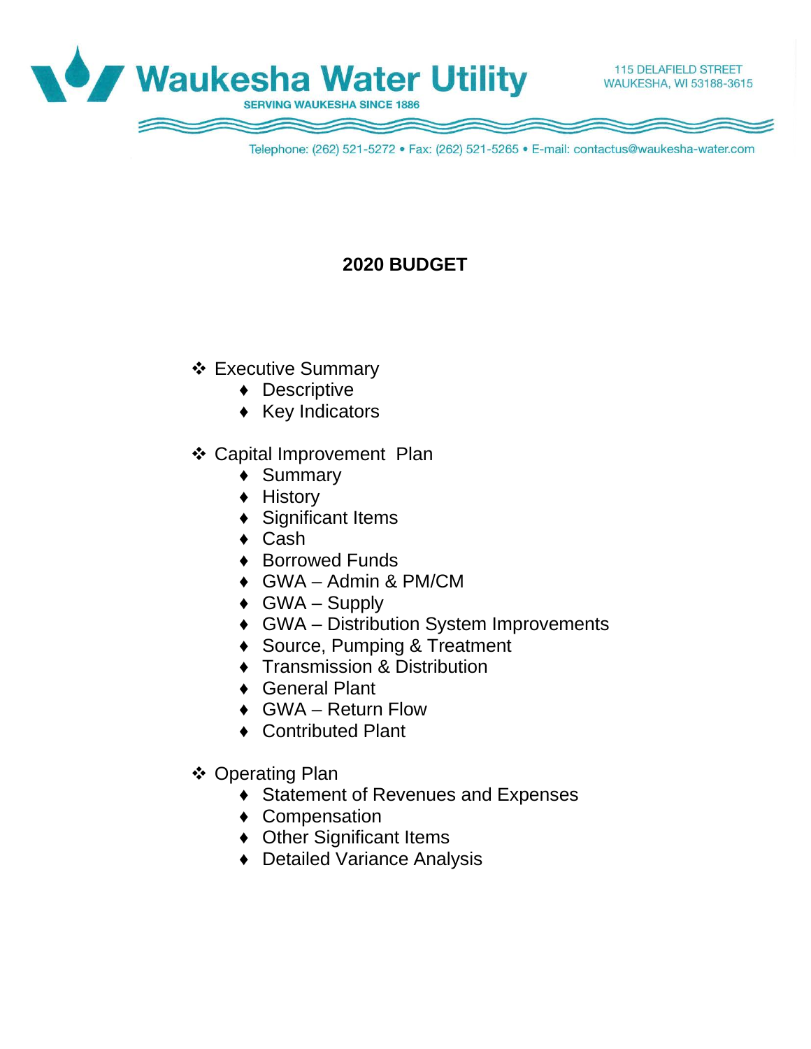Waukesha Water Utility

SERVING WAUKESHA SINCE 1886

115 DELAFIELD STREET
WAUKESHA, WI 53188-3615

Telephone: (262) 521-5272 • Fax: (262) 521-5265 • E-mail: contactus@waukesha-water.com

# 2020 BUDGET

- Executive Summary
  - Descriptive
  - Key Indicators

- Capital Improvement Plan
  - Summary
  - History
  - Significant Items
  - Cash
  - Borrowed Funds
  - GWA – Admin & PM/CM
  - GWA – Supply
  - GWA – Distribution System Improvements
  - Source, Pumping & Treatment
  - Transmission & Distribution
  - General Plant
  - GWA – Return Flow
  - Contributed Plant

- Operating Plan
  - Statement of Revenues and Expenses
  - Compensation
  - Other Significant Items
  - Detailed Variance Analysis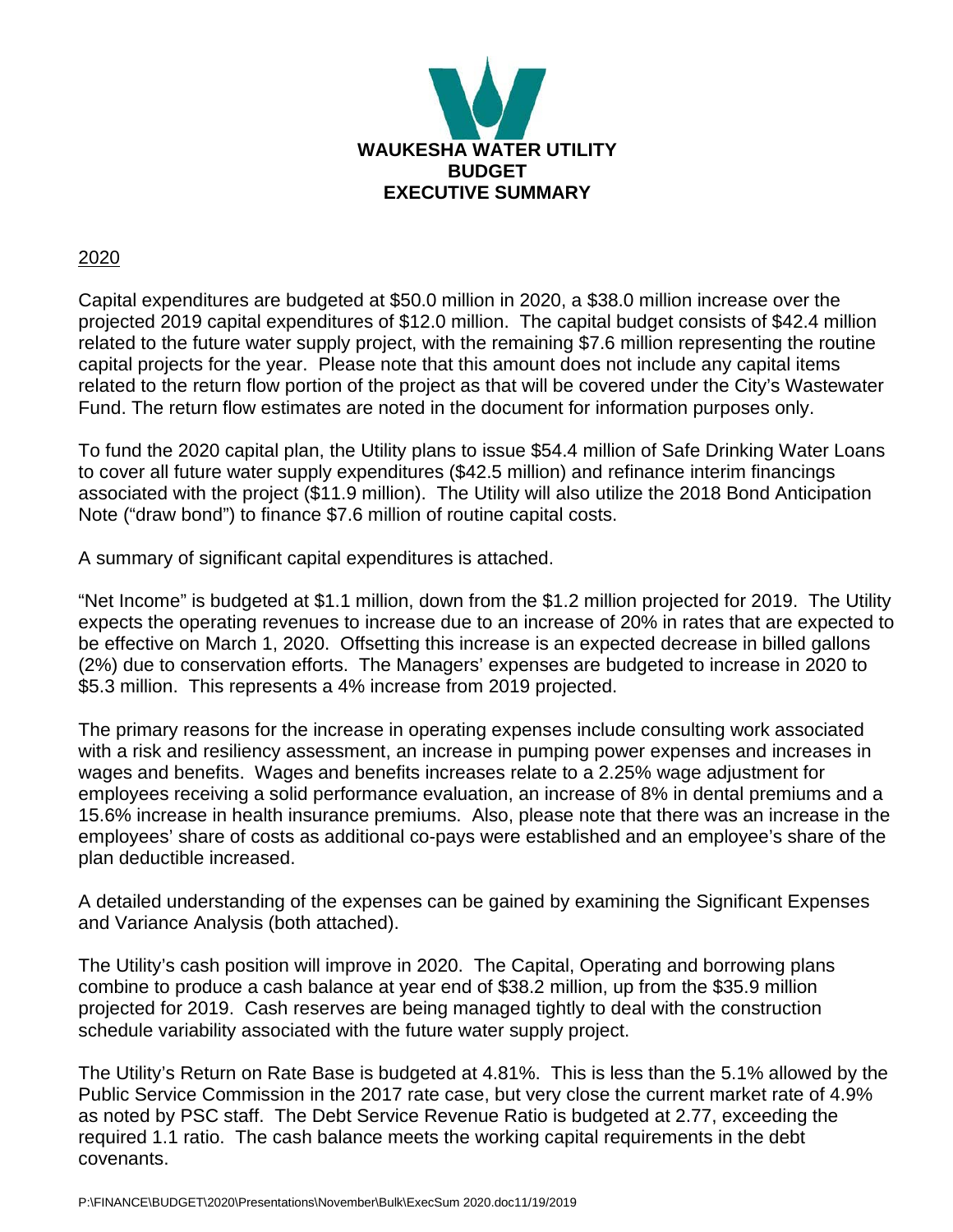**WAUKESHA WATER UTILITY**
**BUDGET**
**EXECUTIVE SUMMARY**

2020

Capital expenditures are budgeted at $50.0 million in 2020, a $38.0 million increase over the projected 2019 capital expenditures of $12.0 million. The capital budget consists of $42.4 million related to the future water supply project, with the remaining $7.6 million representing the routine capital projects for the year. Please note that this amount does not include any capital items related to the return flow portion of the project as that will be covered under the City's Wastewater Fund. The return flow estimates are noted in the document for information purposes only.

To fund the 2020 capital plan, the Utility plans to issue $54.4 million of Safe Drinking Water Loans to cover all future water supply expenditures ($42.5 million) and refinance interim financings associated with the project ($11.9 million). The Utility will also utilize the 2018 Bond Anticipation Note ("draw bond") to finance $7.6 million of routine capital costs.

A summary of significant capital expenditures is attached.

"Net Income" is budgeted at $1.1 million, down from the $1.2 million projected for 2019. The Utility expects the operating revenues to increase due to an increase of 20% in rates that are expected to be effective on March 1, 2020. Offsetting this increase is an expected decrease in billed gallons (2%) due to conservation efforts. The Managers' expenses are budgeted to increase in 2020 to $5.3 million. This represents a 4% increase from 2019 projected.

The primary reasons for the increase in operating expenses include consulting work associated with a risk and resiliency assessment, an increase in pumping power expenses and increases in wages and benefits. Wages and benefits increases relate to a 2.25% wage adjustment for employees receiving a solid performance evaluation, an increase of 8% in dental premiums and a 15.6% increase in health insurance premiums. Also, please note that there was an increase in the employees' share of costs as additional co-pays were established and an employee's share of the plan deductible increased.

A detailed understanding of the expenses can be gained by examining the Significant Expenses and Variance Analysis (both attached).

The Utility's cash position will improve in 2020. The Capital, Operating and borrowing plans combine to produce a cash balance at year end of $38.2 million, up from the $35.9 million projected for 2019. Cash reserves are being managed tightly to deal with the construction schedule variability associated with the future water supply project.

The Utility's Return on Rate Base is budgeted at 4.81%. This is less than the 5.1% allowed by the Public Service Commission in the 2017 rate case, but very close the current market rate of 4.9% as noted by PSC staff. The Debt Service Revenue Ratio is budgeted at 2.77, exceeding the required 1.1 ratio. The cash balance meets the working capital requirements in the debt covenants.

P:\FINANCE\BUDGET\2020\Presentations\November\Bulk\ExecSum 2020.doc11/19/2019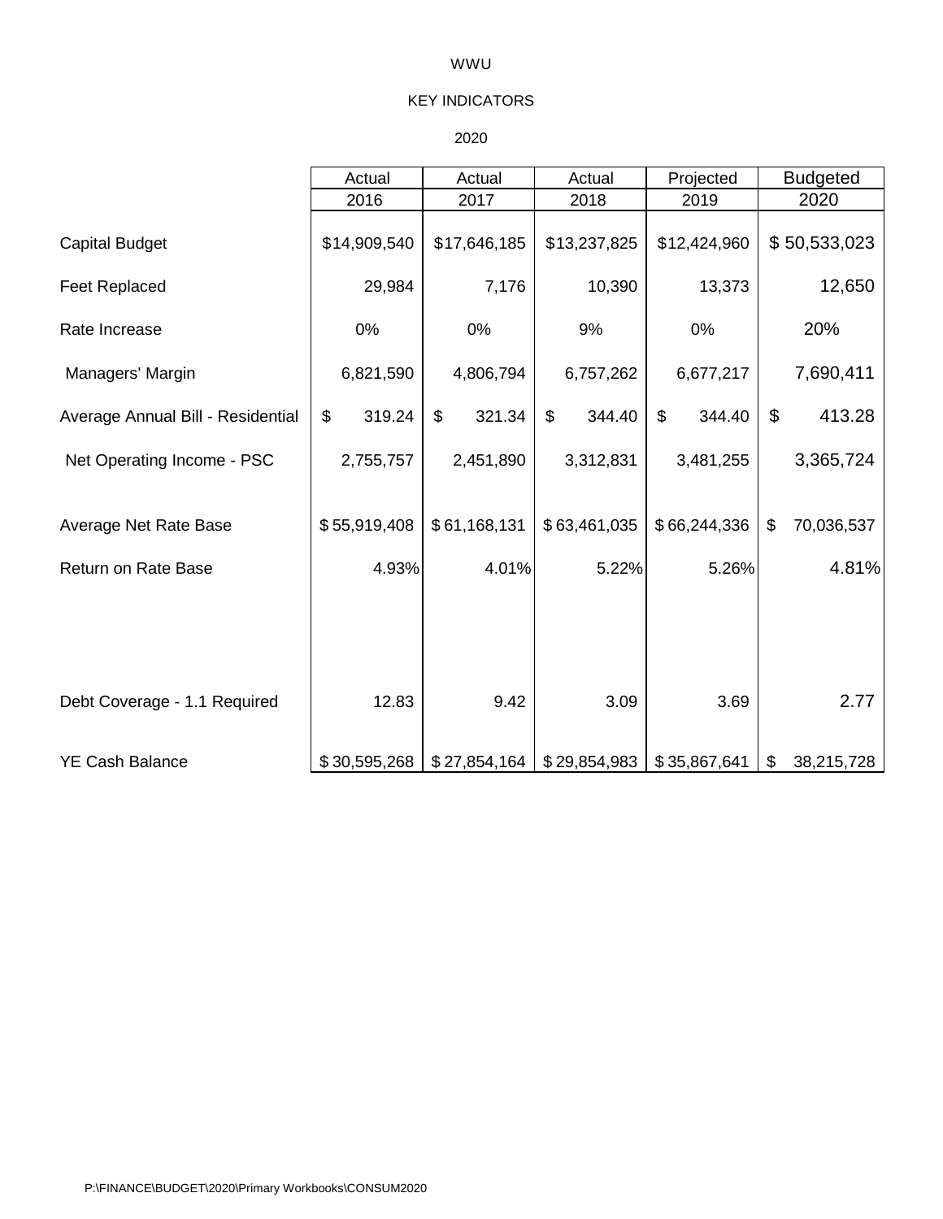WWU

KEY INDICATORS

2020

| | Actual<br>2016 | Actual<br>2017 | Actual<br>2018 | Projected<br>2019 | Budgeted<br>2020 |
|---|---|---|---|---|---|
| Capital Budget | $14,909,540 | $17,646,185 | $13,237,825 | $12,424,960 | $ 50,533,023 |
| Feet Replaced | 29,984 | 7,176 | 10,390 | 13,373 | 12,650 |
| Rate Increase | 0% | 0% | 9% | 0% | 20% |
| Managers' Margin | 6,821,590 | 4,806,794 | 6,757,262 | 6,677,217 | 7,690,411 |
| Average Annual Bill - Residential | $ 319.24 | $ 321.34 | $ 344.40 | $ 344.40 | $ 413.28 |
| Net Operating Income - PSC | 2,755,757 | 2,451,890 | 3,312,831 | 3,481,255 | 3,365,724 |
| Average Net Rate Base | $ 55,919,408 | $ 61,168,131 | $ 63,461,035 | $ 66,244,336 | $ 70,036,537 |
| Return on Rate Base | 4.93% | 4.01% | 5.22% | 5.26% | 4.81% |
| Debt Coverage - 1.1 Required | 12.83 | 9.42 | 3.09 | 3.69 | 2.77 |
| YE Cash Balance | $ 30,595,268 | $ 27,854,164 | $ 29,854,983 | $ 35,867,641 | $ 38,215,728 |

P:\FINANCE\BUDGET\2020\Primary Workbooks\CONSUM2020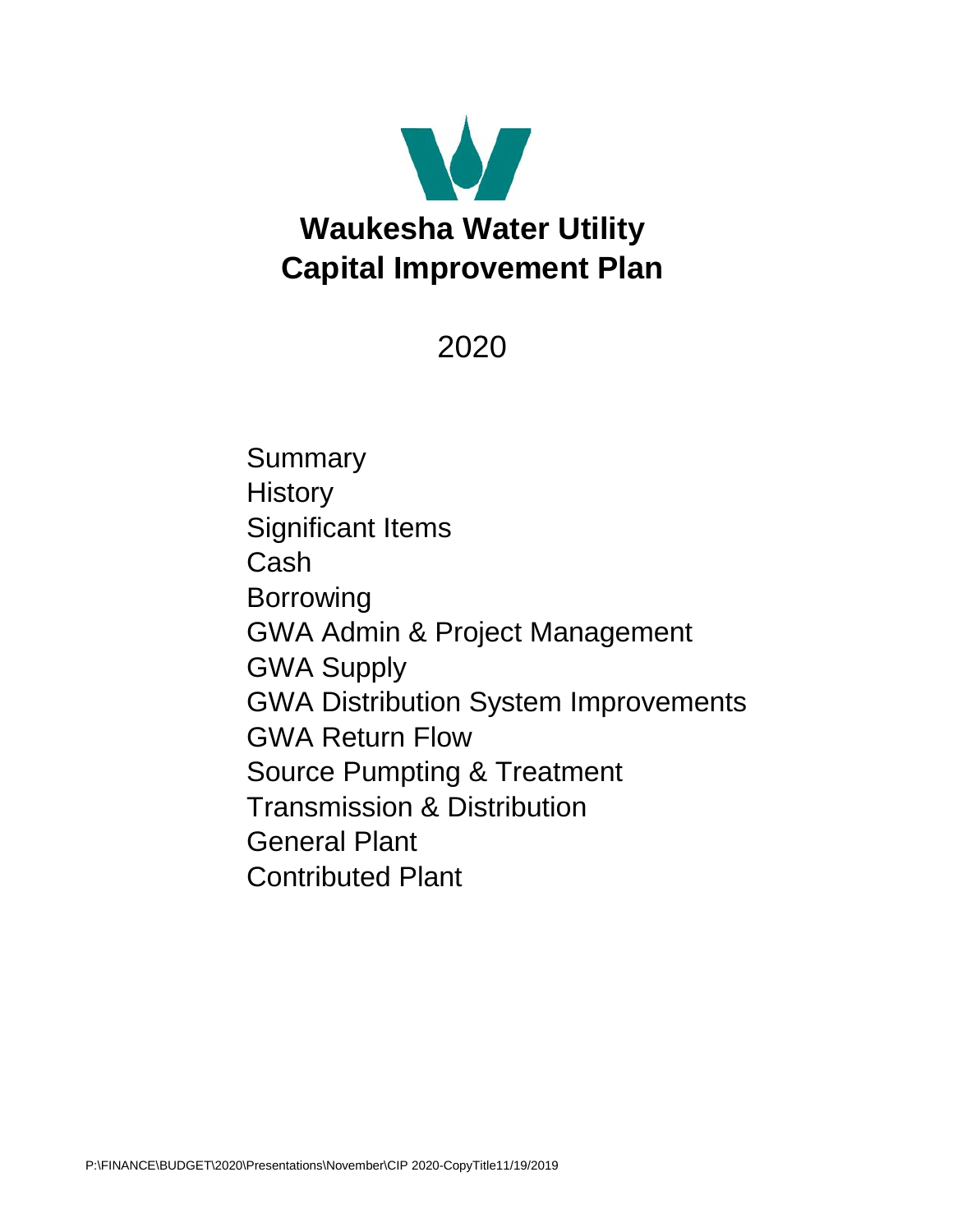# Waukesha Water Utility
# Capital Improvement Plan

2020

- Summary
- History
- Significant Items
- Cash
- Borrowing
- GWA Admin & Project Management
- GWA Supply
- GWA Distribution System Improvements
- GWA Return Flow
- Source Pumpting & Treatment
- Transmission & Distribution
- General Plant
- Contributed Plant

P:\FINANCE\BUDGET\2020\Presentations\November\CIP 2020-CopyTitle11/19/2019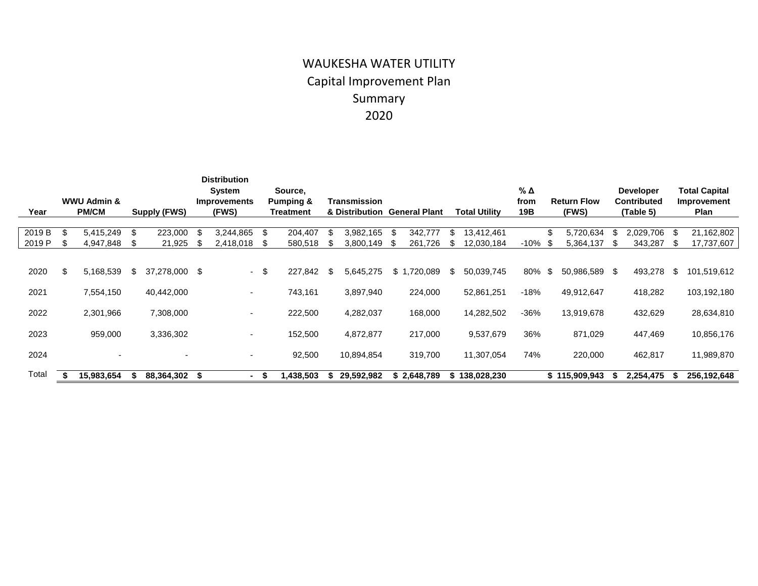# WAUKESHA WATER UTILITY
## Capital Improvement Plan
## Summary
## 2020

| Year | WWU Admin & PM/CM | Supply (FWS) | Distribution System Improvements (FWS) | Source, Pumping & Treatment | Transmission & Distribution | General Plant | Total Utility | % Δ from 19B | Return Flow (FWS) | Developer Contributed (Table 5) | Total Capital Improvement Plan |
|---|---|---|---|---|---|---|---|---|---|---|---|
| 2019 B | $ 5,415,249 | $ 223,000 | $ 3,244,865 | $ 204,407 | $ 3,982,165 | $ 342,777 | $ 13,412,461 | | $ 5,720,634 | $ 2,029,706 | $ 21,162,802 |
| 2019 P | $ 4,947,848 | $ 21,925 | $ 2,418,018 | $ 580,518 | $ 3,800,149 | $ 261,726 | $ 12,030,184 | -10% | $ 5,364,137 | $ 343,287 | $ 17,737,607 |
| 2020 | $ 5,168,539 | $ 37,278,000 | $ - | $ 227,842 | $ 5,645,275 | $ 1,720,089 | $ 50,039,745 | 80% | $ 50,986,589 | $ 493,278 | $ 101,519,612 |
| 2021 | 7,554,150 | 40,442,000 | - | 743,161 | 3,897,940 | 224,000 | 52,861,251 | -18% | 49,912,647 | 418,282 | 103,192,180 |
| 2022 | 2,301,966 | 7,308,000 | - | 222,500 | 4,282,037 | 168,000 | 14,282,502 | -36% | 13,919,678 | 432,629 | 28,634,810 |
| 2023 | 959,000 | 3,336,302 | - | 152,500 | 4,872,877 | 217,000 | 9,537,679 | 36% | 871,029 | 447,469 | 10,856,176 |
| 2024 | - | - | - | 92,500 | 10,894,854 | 319,700 | 11,307,054 | 74% | 220,000 | 462,817 | 11,989,870 |
| Total | **$ 15,983,654** | **$ 88,364,302** | **$ -** | **$ 1,438,503** | **$ 29,592,982** | **$ 2,648,789** | **$ 138,028,230** | | **$ 115,909,943** | **$ 2,254,475** | **$ 256,192,648** |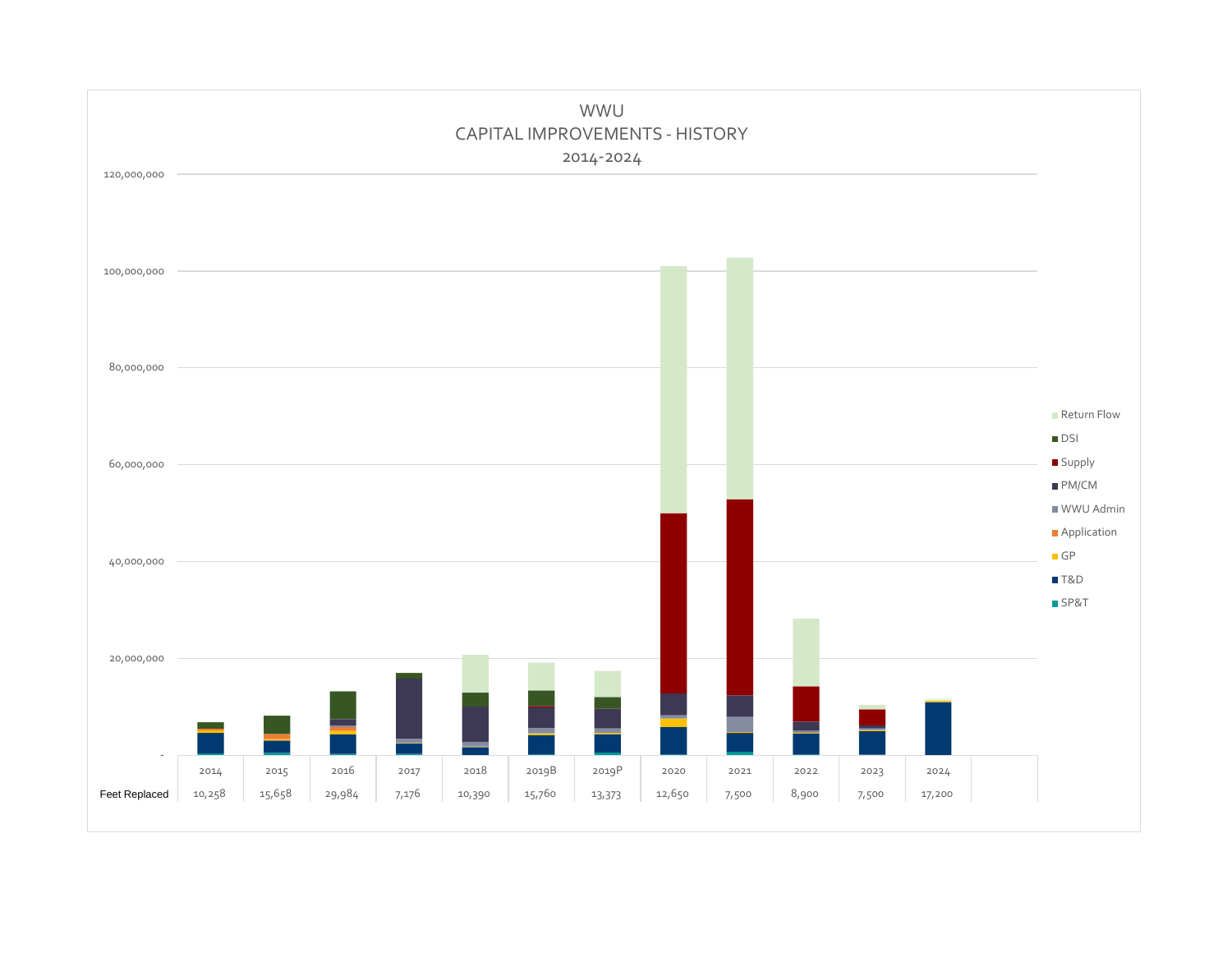# WWU
## CAPITAL IMPROVEMENTS - HISTORY
### 2014-2024

Legend: Return Flow, DSI, Supply, PM/CM, WWU Admin, Application, GP, T&D, SP&T

Y-axis: -, 20,000,000, 40,000,000, 60,000,000, 80,000,000, 100,000,000, 120,000,000

| | 2014 | 2015 | 2016 | 2017 | 2018 | 2019B | 2019P | 2020 | 2021 | 2022 | 2023 | 2024 |
|---|---|---|---|---|---|---|---|---|---|---|---|---|
| Feet Replaced | 10,258 | 15,658 | 29,984 | 7,176 | 10,390 | 15,760 | 13,373 | 12,650 | 7,500 | 8,900 | 7,500 | 17,200 |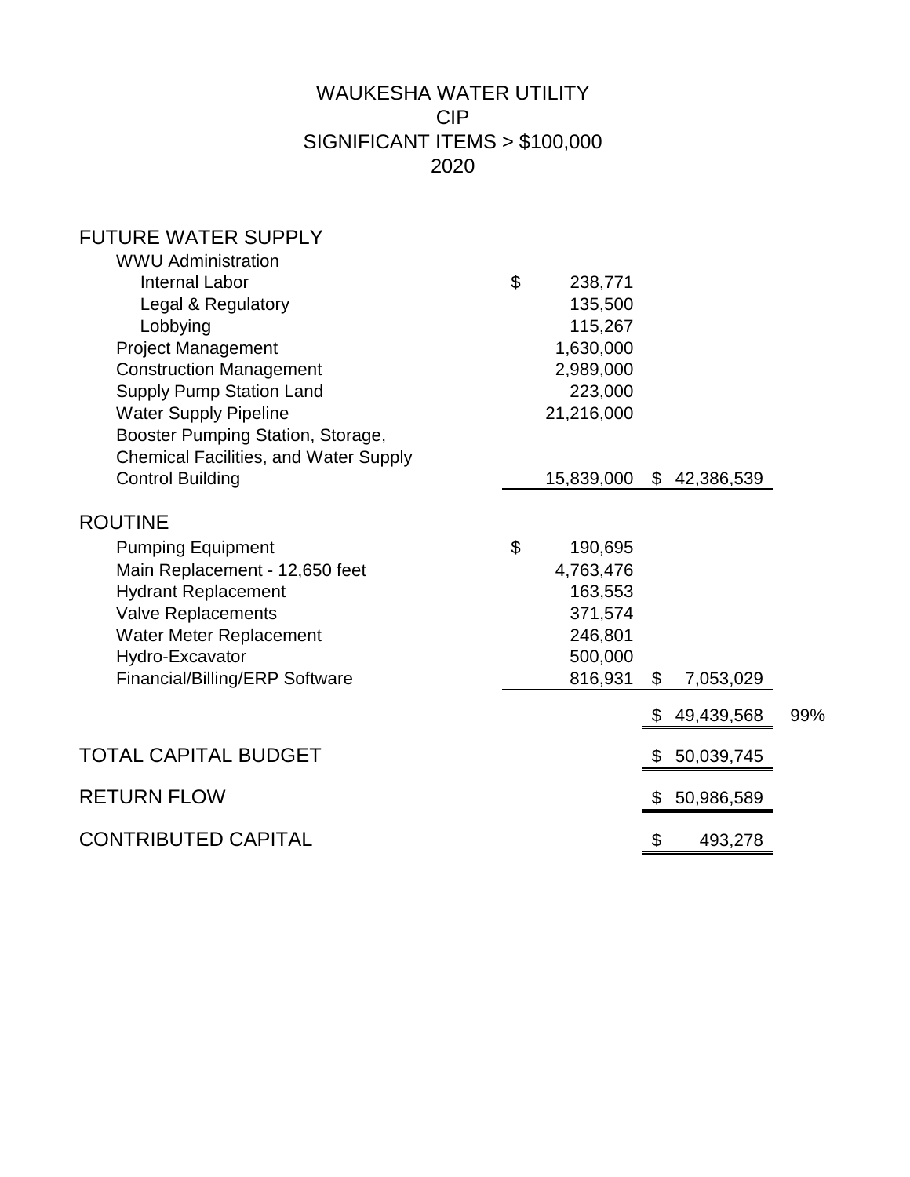# WAUKESHA WATER UTILITY
# CIP
# SIGNIFICANT ITEMS > $100,000
# 2020

| | | | |
|---|---|---|---|
| **FUTURE WATER SUPPLY** | | | |
| WWU Administration | | | |
| Internal Labor | $ 238,771 | | |
| Legal & Regulatory | 135,500 | | |
| Lobbying | 115,267 | | |
| Project Management | 1,630,000 | | |
| Construction Management | 2,989,000 | | |
| Supply Pump Station Land | 223,000 | | |
| Water Supply Pipeline | 21,216,000 | | |
| Booster Pumping Station, Storage, Chemical Facilities, and Water Supply Control Building | 15,839,000 | $ 42,386,539 | |
| **ROUTINE** | | | |
| Pumping Equipment | $ 190,695 | | |
| Main Replacement - 12,650 feet | 4,763,476 | | |
| Hydrant Replacement | 163,553 | | |
| Valve Replacements | 371,574 | | |
| Water Meter Replacement | 246,801 | | |
| Hydro-Excavator | 500,000 | | |
| Financial/Billing/ERP Software | 816,931 | $ 7,053,029 | |
| | | $ 49,439,568 | 99% |
| **TOTAL CAPITAL BUDGET** | | $ 50,039,745 | |
| **RETURN FLOW** | | $ 50,986,589 | |
| **CONTRIBUTED CAPITAL** | | $ 493,278 | |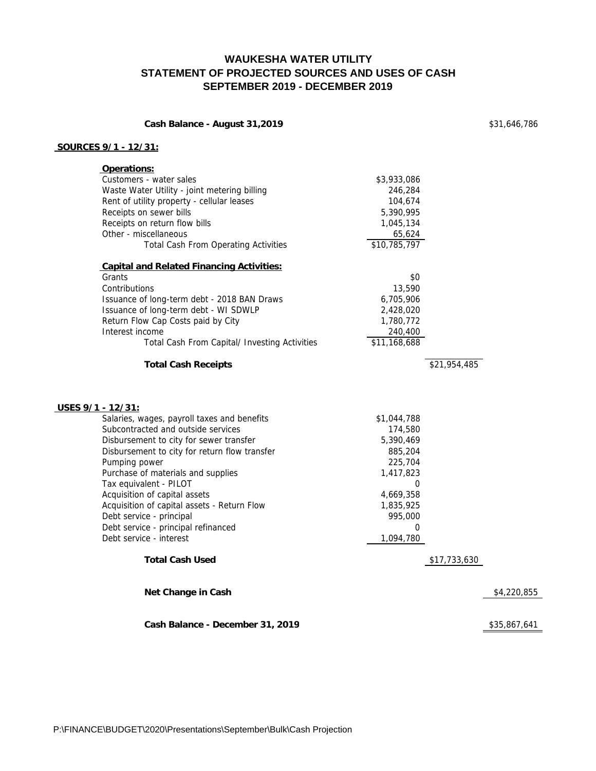# WAUKESHA WATER UTILITY
## STATEMENT OF PROJECTED SOURCES AND USES OF CASH
## SEPTEMBER 2019 - DECEMBER 2019

| | | | |
|---|---|---|---|
| **Cash Balance - August 31,2019** | | | $31,646,786 |
| **SOURCES 9/1 - 12/31:** | | | |
| **Operations:** | | | |
| Customers - water sales | $3,933,086 | | |
| Waste Water Utility - joint metering billing | 246,284 | | |
| Rent of utility property - cellular leases | 104,674 | | |
| Receipts on sewer bills | 5,390,995 | | |
| Receipts on return flow bills | 1,045,134 | | |
| Other - miscellaneous | 65,624 | | |
| Total Cash From Operating Activities | $10,785,797 | | |
| **Capital and Related Financing Activities:** | | | |
| Grants | $0 | | |
| Contributions | 13,590 | | |
| Issuance of long-term debt - 2018 BAN Draws | 6,705,906 | | |
| Issuance of long-term debt - WI SDWLP | 2,428,020 | | |
| Return Flow Cap Costs paid by City | 1,780,772 | | |
| Interest income | 240,400 | | |
| Total Cash From Capital/ Investing Activities | $11,168,688 | | |
| **Total Cash Receipts** | | $21,954,485 | |
| **USES 9/1 - 12/31:** | | | |
| Salaries, wages, payroll taxes and benefits | $1,044,788 | | |
| Subcontracted and outside services | 174,580 | | |
| Disbursement to city for sewer transfer | 5,390,469 | | |
| Disbursement to city for return flow transfer | 885,204 | | |
| Pumping power | 225,704 | | |
| Purchase of materials and supplies | 1,417,823 | | |
| Tax equivalent - PILOT | 0 | | |
| Acquisition of capital assets | 4,669,358 | | |
| Acquisition of capital assets - Return Flow | 1,835,925 | | |
| Debt service - principal | 995,000 | | |
| Debt service - principal refinanced | 0 | | |
| Debt service - interest | 1,094,780 | | |
| **Total Cash Used** | | $17,733,630 | |
| **Net Change in Cash** | | | $4,220,855 |
| **Cash Balance - December 31, 2019** | | | $35,867,641 |

P:\FINANCE\BUDGET\2020\Presentations\September\Bulk\Cash Projection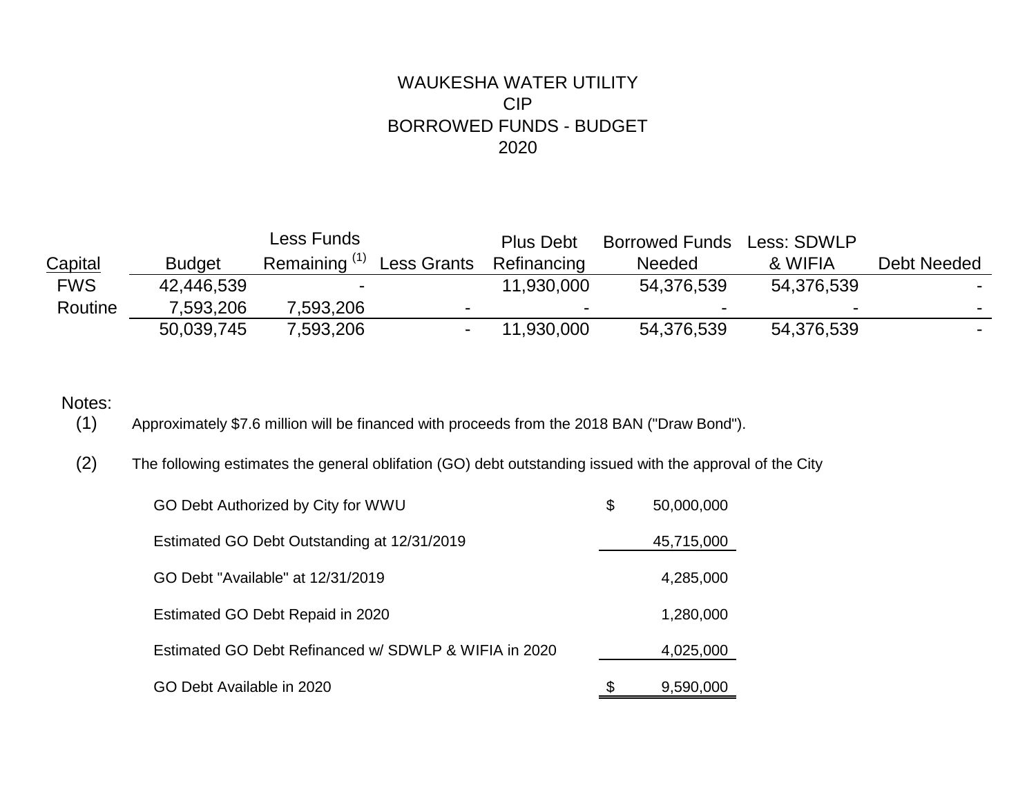# WAUKESHA WATER UTILITY
## CIP
## BORROWED FUNDS - BUDGET
## 2020

| Capital | Budget | Less Funds Remaining [(1)] | Less Grants | Plus Debt Refinancing | Borrowed Funds Needed | Less: SDWLP & WIFIA | Debt Needed |
|---|---|---|---|---|---|---|---|
| FWS | 42,446,539 | - | | 11,930,000 | 54,376,539 | 54,376,539 | - |
| Routine | 7,593,206 | 7,593,206 | - | - | - | - | - |
| | 50,039,745 | 7,593,206 | - | 11,930,000 | 54,376,539 | 54,376,539 | - |

Notes:

(1) Approximately $7.6 million will be financed with proceeds from the 2018 BAN ("Draw Bond").

(2) The following estimates the general oblifation (GO) debt outstanding issued with the approval of the City

| | |
|---|---|
| GO Debt Authorized by City for WWU | $ 50,000,000 |
| Estimated GO Debt Outstanding at 12/31/2019 | 45,715,000 |
| GO Debt "Available" at 12/31/2019 | 4,285,000 |
| Estimated GO Debt Repaid in 2020 | 1,280,000 |
| Estimated GO Debt Refinanced w/ SDWLP & WIFIA in 2020 | 4,025,000 |
| GO Debt Available in 2020 | $ 9,590,000 |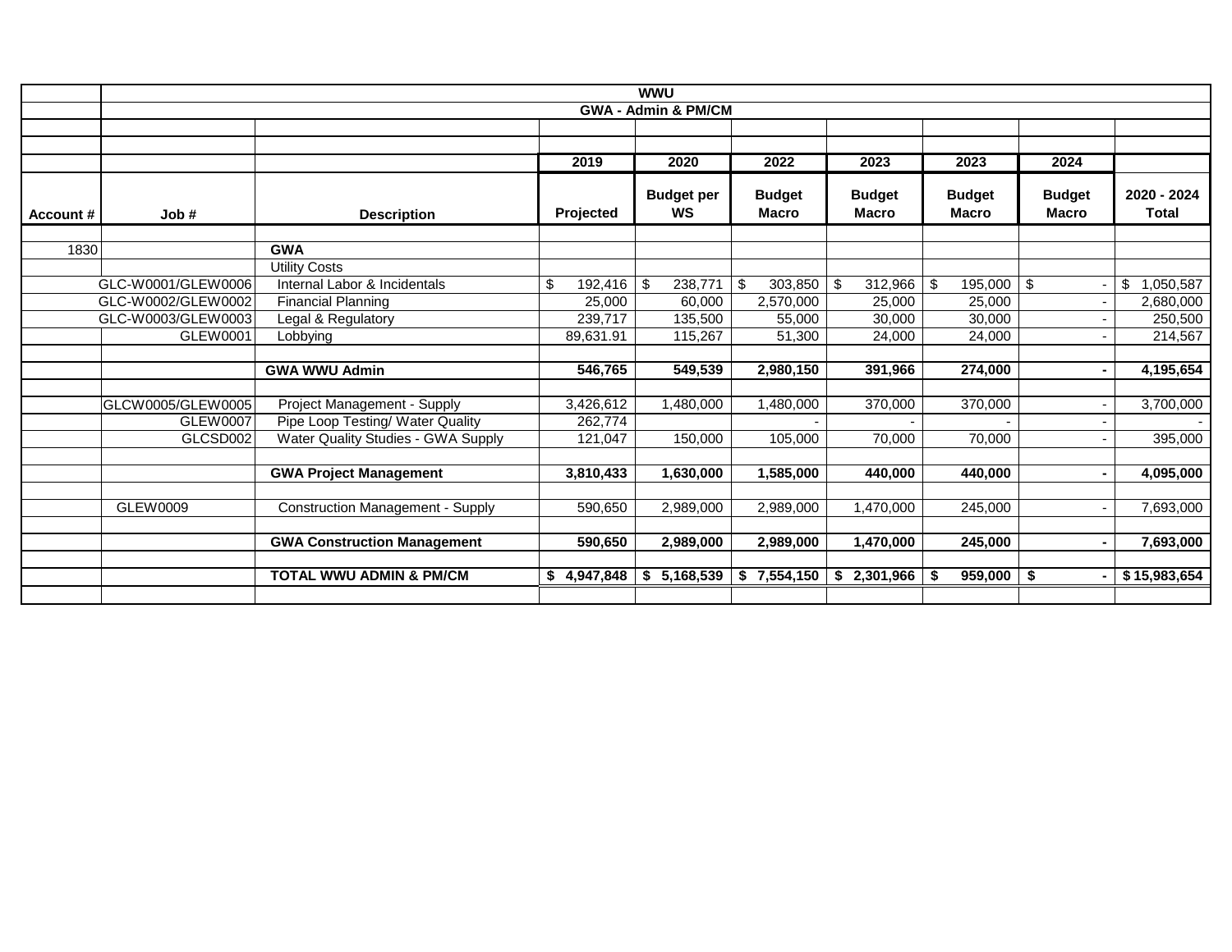| | WWU | | | | | | | |
|---|---|---|---|---|---|---|---|---|
| | GWA - Admin & PM/CM | | | | | | | |
| | | | 2019 | 2020 | 2022 | 2023 | 2023 | 2024 | |
| **Account #** | **Job #** | **Description** | **Projected** | **Budget per WS** | **Budget Macro** | **Budget Macro** | **Budget Macro** | **Budget Macro** | **2020 - 2024 Total** |
| 1830 | | **GWA** | | | | | | | |
| | | Utility Costs | | | | | | | |
| | GLC-W0001/GLEW0006 | Internal Labor & Incidentals | $ 192,416 | $ 238,771 | $ 303,850 | $ 312,966 | $ 195,000 | $ - | $ 1,050,587 |
| | GLC-W0002/GLEW0002 | Financial Planning | 25,000 | 60,000 | 2,570,000 | 25,000 | 25,000 | - | 2,680,000 |
| | GLC-W0003/GLEW0003 | Legal & Regulatory | 239,717 | 135,500 | 55,000 | 30,000 | 30,000 | - | 250,500 |
| | GLEW0001 | Lobbying | 89,631.91 | 115,267 | 51,300 | 24,000 | 24,000 | - | 214,567 |
| | | **GWA WWU Admin** | **546,765** | **549,539** | **2,980,150** | **391,966** | **274,000** | **-** | **4,195,654** |
| | GLCW0005/GLEW0005 | Project Management - Supply | 3,426,612 | 1,480,000 | 1,480,000 | 370,000 | 370,000 | - | 3,700,000 |
| | GLEW0007 | Pipe Loop Testing/ Water Quality | 262,774 | | - | - | - | - | - |
| | GLCSD002 | Water Quality Studies - GWA Supply | 121,047 | 150,000 | 105,000 | 70,000 | 70,000 | - | 395,000 |
| | | **GWA Project Management** | **3,810,433** | **1,630,000** | **1,585,000** | **440,000** | **440,000** | **-** | **4,095,000** |
| | GLEW0009 | Construction Management - Supply | 590,650 | 2,989,000 | 2,989,000 | 1,470,000 | 245,000 | - | 7,693,000 |
| | | **GWA Construction Management** | **590,650** | **2,989,000** | **2,989,000** | **1,470,000** | **245,000** | **-** | **7,693,000** |
| | | **TOTAL WWU ADMIN & PM/CM** | **$ 4,947,848** | **$ 5,168,539** | **$ 7,554,150** | **$ 2,301,966** | **$ 959,000** | **$ -** | **$ 15,983,654** |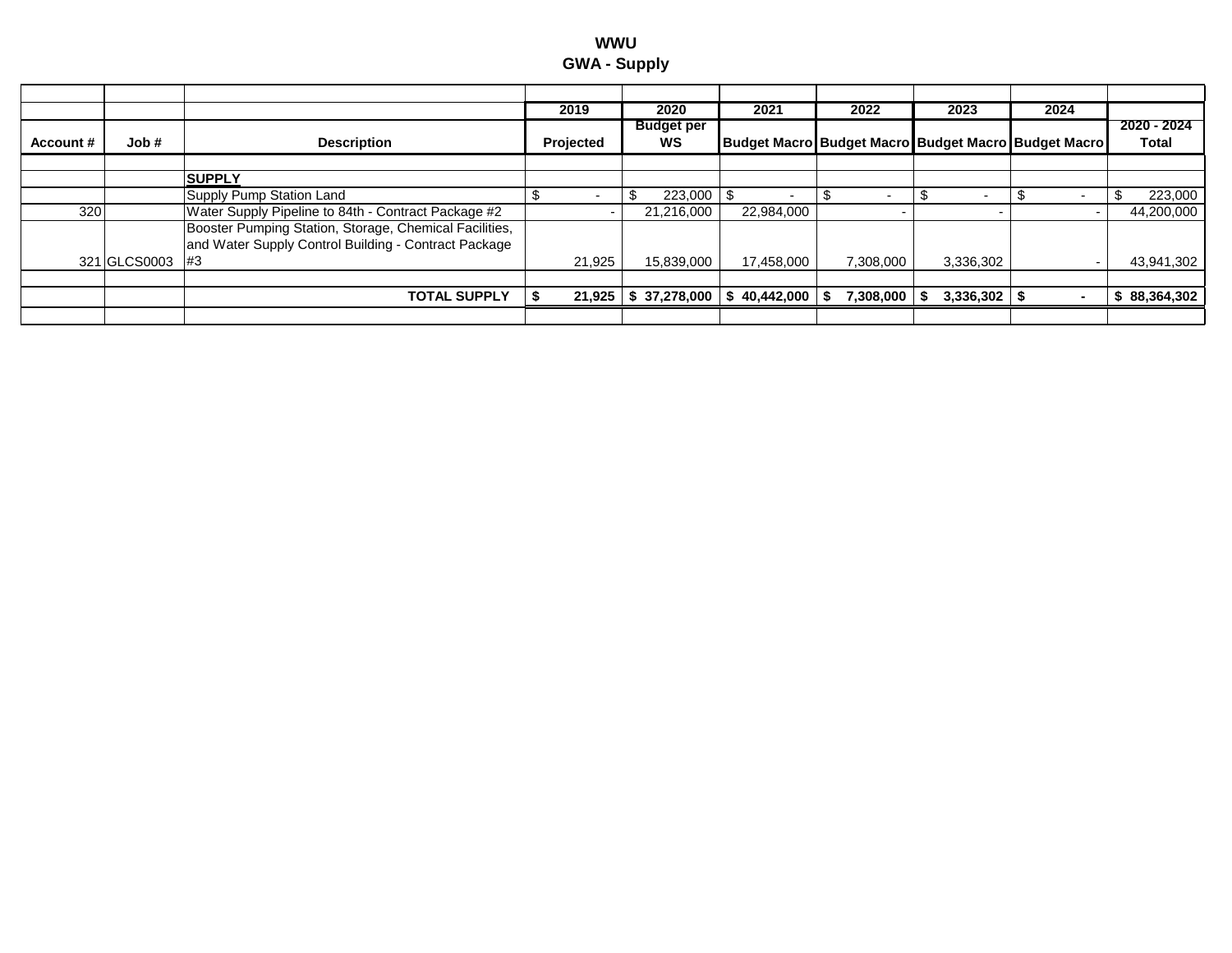# WWU
## GWA - Supply

| Account # | Job # | Description | 2019 Projected | 2020 Budget per WS | 2021 Budget Macro | 2022 Budget Macro | 2023 Budget Macro | 2024 Budget Macro | 2020 - 2024 Total |
|---|---|---|---|---|---|---|---|---|---|
| | | **SUPPLY** | | | | | | | |
| | | Supply Pump Station Land | $ - | $ 223,000 | $ - | $ - | $ - | $ - | $ 223,000 |
| 320 | | Water Supply Pipeline to 84th - Contract Package #2 | - | 21,216,000 | 22,984,000 | - | - | - | 44,200,000 |
| 321 | GLCS0003 | Booster Pumping Station, Storage, Chemical Facilities, and Water Supply Control Building - Contract Package #3 | 21,925 | 15,839,000 | 17,458,000 | 7,308,000 | 3,336,302 | - | 43,941,302 |
| | | **TOTAL SUPPLY** | **$ 21,925** | **$ 37,278,000** | **$ 40,442,000** | **$ 7,308,000** | **$ 3,336,302** | **$ -** | **$ 88,364,302** |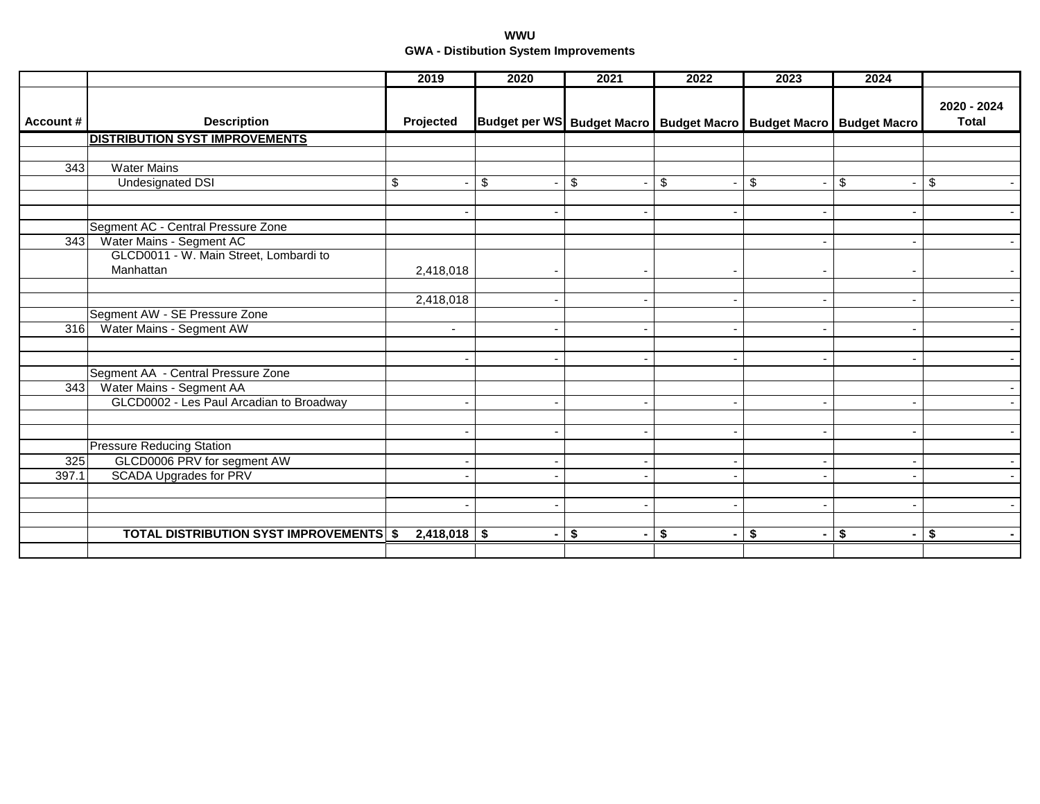**WWU**
**GWA - Distibution System Improvements**

| Account # | Description | 2019 Projected | 2020 Budget per WS | 2021 Budget Macro | 2022 Budget Macro | 2023 Budget Macro | 2024 Budget Macro | 2020 - 2024 Total |
|---|---|---|---|---|---|---|---|---|
| | **DISTRIBUTION SYST IMPROVEMENTS** | | | | | | | |
| | | | | | | | | |
| 343 | Water Mains | | | | | | | |
| | Undesignated DSI | $ - | $ - | $ - | $ - | $ - | $ - | $ - |
| | | | | | | | | |
| | | - | - | - | - | - | - | - |
| | Segment AC - Central Pressure Zone | | | | | | | |
| 343 | Water Mains - Segment AC | | | | | - | - | - |
| | GLCD0011 - W. Main Street, Lombardi to Manhattan | 2,418,018 | - | - | - | - | - | - |
| | | | | | | | | |
| | | 2,418,018 | - | - | - | - | - | - |
| | Segment AW - SE Pressure Zone | | | | | | | |
| 316 | Water Mains - Segment AW | - | - | - | - | - | - | - |
| | | | | | | | | |
| | | - | - | - | - | - | - | - |
| | Segment AA - Central Pressure Zone | | | | | | | |
| 343 | Water Mains - Segment AA | | | | | | | - |
| | GLCD0002 - Les Paul Arcadian to Broadway | - | - | - | - | - | - | - |
| | | | | | | | | |
| | | - | - | - | - | - | - | - |
| | Pressure Reducing Station | | | | | | | |
| 325 | GLCD0006 PRV for segment AW | - | - | - | - | - | - | - |
| 397.1 | SCADA Upgrades for PRV | - | - | - | - | - | - | - |
| | | | | | | | | |
| | | - | - | - | - | - | - | - |
| | | | | | | | | |
| | **TOTAL DISTRIBUTION SYST IMPROVEMENTS** | **$ 2,418,018** | **$ -** | **$ -** | **$ -** | **$ -** | **$ -** | **$ -** |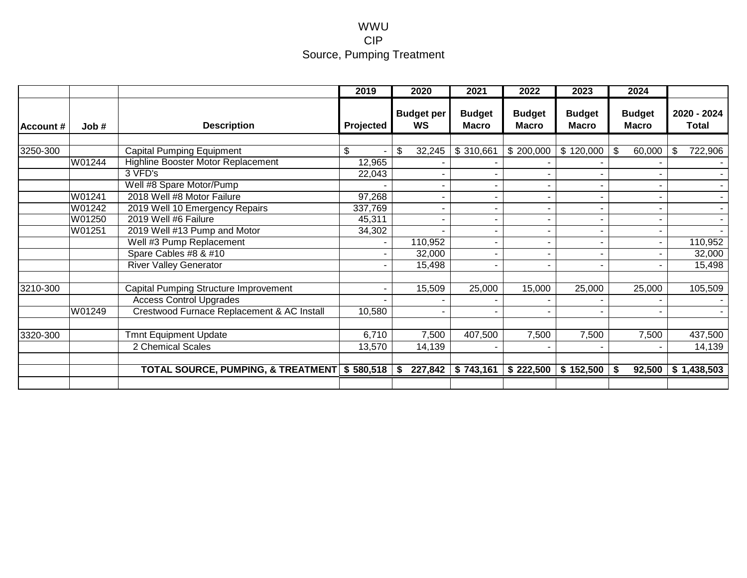# WWU
## CIP
## Source, Pumping Treatment

| | | | 2019 | 2020 | 2021 | 2022 | 2023 | 2024 | |
|---|---|---|---|---|---|---|---|---|---|
| **Account #** | **Job #** | **Description** | **Projected** | **Budget per WS** | **Budget Macro** | **Budget Macro** | **Budget Macro** | **Budget Macro** | **2020 - 2024 Total** |
| | | | | | | | | | |
| 3250-300 | | Capital Pumping Equipment | $ - | $ 32,245 | $ 310,661 | $ 200,000 | $ 120,000 | $ 60,000 | $ 722,906 |
| | W01244 | Highline Booster Motor Replacement | 12,965 | - | - | - | - | - | - |
| | | 3 VFD's | 22,043 | - | - | - | - | - | - |
| | | Well #8 Spare Motor/Pump | - | - | - | - | - | - | - |
| | W01241 | 2018 Well #8 Motor Failure | 97,268 | - | - | - | - | - | - |
| | W01242 | 2019 Well 10 Emergency Repairs | 337,769 | - | - | - | - | - | - |
| | W01250 | 2019 Well #6 Failure | 45,311 | - | - | - | - | - | - |
| | W01251 | 2019 Well #13 Pump and Motor | 34,302 | - | - | - | - | - | - |
| | | Well #3 Pump Replacement | - | 110,952 | - | - | - | - | 110,952 |
| | | Spare Cables #8 & #10 | - | 32,000 | - | - | - | - | 32,000 |
| | | River Valley Generator | - | 15,498 | - | - | - | - | 15,498 |
| | | | | | | | | | |
| 3210-300 | | Capital Pumping Structure Improvement | - | 15,509 | 25,000 | 15,000 | 25,000 | 25,000 | 105,509 |
| | | Access Control Upgrades | - | - | - | - | - | - | - |
| | W01249 | Crestwood Furnace Replacement & AC Install | 10,580 | - | - | - | - | - | - |
| | | | | | | | | | |
| 3320-300 | | Tmnt Equipment Update | 6,710 | 7,500 | 407,500 | 7,500 | 7,500 | 7,500 | 437,500 |
| | | 2 Chemical Scales | 13,570 | 14,139 | - | - | - | - | 14,139 |
| | | | | | | | | | |
| | | **TOTAL SOURCE, PUMPING, & TREATMENT** | **$ 580,518** | **$ 227,842** | **$ 743,161** | **$ 222,500** | **$ 152,500** | **$ 92,500** | **$ 1,438,503** |
| | | | | | | | | | |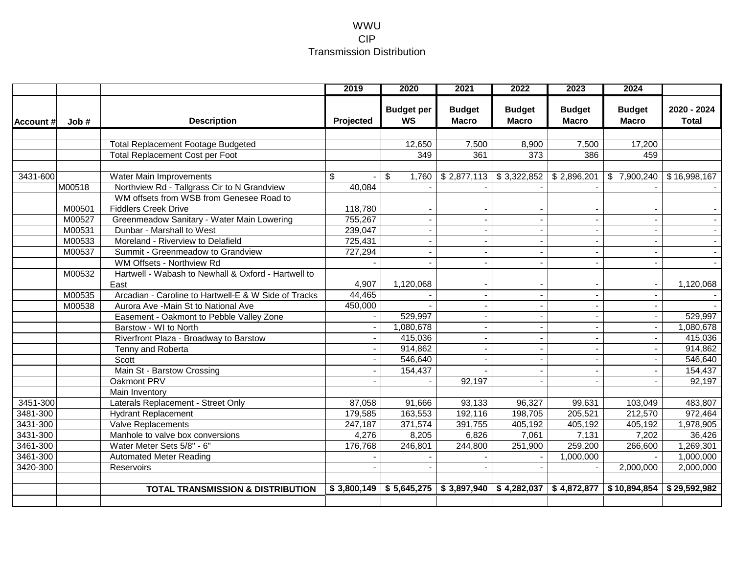# WWU
## CIP
## Transmission Distribution

| | | | 2019 | 2020 | 2021 | 2022 | 2023 | 2024 | |
|---|---|---|---|---|---|---|---|---|---|
| **Account #** | **Job #** | **Description** | **Projected** | **Budget per WS** | **Budget Macro** | **Budget Macro** | **Budget Macro** | **Budget Macro** | **2020 - 2024 Total** |
| | | | | | | | | | |
| | | Total Replacement Footage Budgeted | | 12,650 | 7,500 | 8,900 | 7,500 | 17,200 | |
| | | Total Replacement Cost per Foot | | 349 | 361 | 373 | 386 | 459 | |
| | | | | | | | | | |
| 3431-600 | | Water Main Improvements | $ - | $ 1,760 | $ 2,877,113 | $ 3,322,852 | $ 2,896,201 | $ 7,900,240 | $ 16,998,167 |
| | M00518 | Northview Rd - Tallgrass Cir to N Grandview | 40,084 | - | - | - | - | - | - |
| | M00501 | WM offsets from WSB from Genesee Road to Fiddlers Creek Drive | 118,780 | - | - | - | - | - | - |
| | M00527 | Greenmeadow Sanitary - Water Main Lowering | 755,267 | - | - | - | - | - | - |
| | M00531 | Dunbar - Marshall to West | 239,047 | - | - | - | - | - | - |
| | M00533 | Moreland - Riverview to Delafield | 725,431 | - | - | - | - | - | - |
| | M00537 | Summit - Greenmeadow to Grandview | 727,294 | - | - | - | - | - | - |
| | | WM Offsets - Northview Rd | - | - | - | - | - | - | - |
| | M00532 | Hartwell - Wabash to Newhall & Oxford - Hartwell to East | 4,907 | 1,120,068 | - | - | - | - | 1,120,068 |
| | M00535 | Arcadian - Caroline to Hartwell-E & W Side of Tracks | 44,465 | - | - | - | - | - | - |
| | M00538 | Aurora Ave -Main St to National Ave | 450,000 | - | - | - | - | - | - |
| | | Easement - Oakmont to Pebble Valley Zone | - | 529,997 | - | - | - | - | 529,997 |
| | | Barstow - WI to North | - | 1,080,678 | - | - | - | - | 1,080,678 |
| | | Riverfront Plaza - Broadway to Barstow | - | 415,036 | - | - | - | - | 415,036 |
| | | Tenny and Roberta | - | 914,862 | - | - | - | - | 914,862 |
| | | Scott | - | 546,640 | - | - | - | - | 546,640 |
| | | Main St - Barstow Crossing | - | 154,437 | - | - | - | - | 154,437 |
| | | Oakmont PRV | - | - | 92,197 | - | - | - | 92,197 |
| | | Main Inventory | | | | | | | |
| 3451-300 | | Laterals Replacement - Street Only | 87,058 | 91,666 | 93,133 | 96,327 | 99,631 | 103,049 | 483,807 |
| 3481-300 | | Hydrant Replacement | 179,585 | 163,553 | 192,116 | 198,705 | 205,521 | 212,570 | 972,464 |
| 3431-300 | | Valve Replacements | 247,187 | 371,574 | 391,755 | 405,192 | 405,192 | 405,192 | 1,978,905 |
| 3431-300 | | Manhole to valve box conversions | 4,276 | 8,205 | 6,826 | 7,061 | 7,131 | 7,202 | 36,426 |
| 3461-300 | | Water Meter Sets 5/8" - 6" | 176,768 | 246,801 | 244,800 | 251,900 | 259,200 | 266,600 | 1,269,301 |
| 3461-300 | | Automated Meter Reading | - | - | - | - | 1,000,000 | - | 1,000,000 |
| 3420-300 | | Reservoirs | - | - | - | - | - | 2,000,000 | 2,000,000 |
| | | | | | | | | | |
| | | **TOTAL TRANSMISSION & DISTRIBUTION** | **$ 3,800,149** | **$ 5,645,275** | **$ 3,897,940** | **$ 4,282,037** | **$ 4,872,877** | **$ 10,894,854** | **$ 29,592,982** |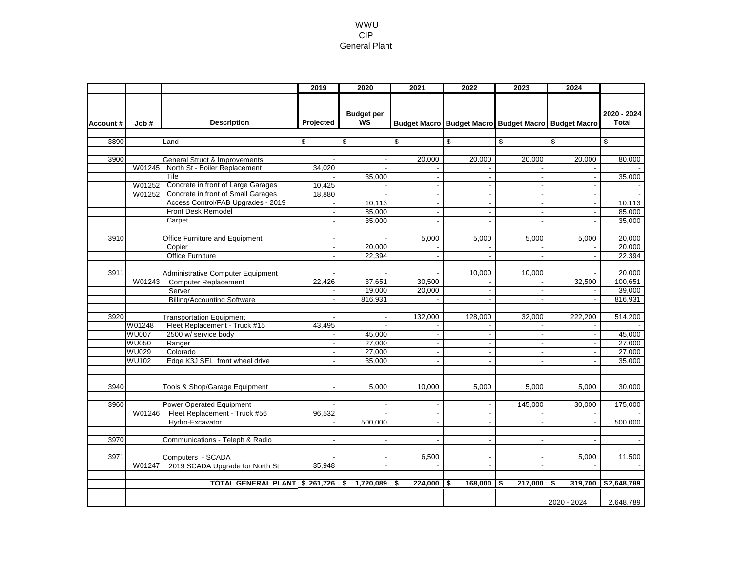# WWU
## CIP
## General Plant

| | | | 2019 | 2020 | 2021 | 2022 | 2023 | 2024 | |
|---|---|---|---|---|---|---|---|---|---|
| **Account #** | **Job #** | **Description** | **Projected** | **Budget per WS** | **Budget Macro** | **Budget Macro** | **Budget Macro** | **Budget Macro** | **2020 - 2024 Total** |
| 3890 | | Land | $ - | $ - | $ - | $ - | $ - | $ - | $ - |
| 3900 | | General Struct & Improvements | - | - | 20,000 | 20,000 | 20,000 | 20,000 | 80,000 |
| | W01245 | North St - Boiler Replacement | 34,020 | - | - | - | - | - | - |
| | | Tile | - | 35,000 | - | - | - | - | 35,000 |
| | W01252 | Concrete in front of Large Garages | 10,425 | - | - | - | - | - | - |
| | W01252 | Concrete in front of Small Garages | 18,880 | - | - | - | - | - | - |
| | | Access Control/FAB Upgrades - 2019 | - | 10,113 | - | - | - | - | 10,113 |
| | | Front Desk Remodel | - | 85,000 | - | - | - | - | 85,000 |
| | | Carpet | - | 35,000 | - | - | - | - | 35,000 |
| 3910 | | Office Furniture and Equipment | - | - | 5,000 | 5,000 | 5,000 | 5,000 | 20,000 |
| | | Copier | - | 20,000 | - | - | - | - | 20,000 |
| | | Office Furniture | - | 22,394 | - | - | - | - | 22,394 |
| 3911 | | Administrative Computer Equipment | - | - | - | 10,000 | 10,000 | - | 20,000 |
| | W01243 | Computer Replacement | 22,426 | 37,651 | 30,500 | - | - | 32,500 | 100,651 |
| | | Server | - | 19,000 | 20,000 | - | - | - | 39,000 |
| | | Billing/Accounting Software | - | 816,931 | - | - | - | - | 816,931 |
| 3920 | | Transportation Equipment | - | - | 132,000 | 128,000 | 32,000 | 222,200 | 514,200 |
| | W01248 | Fleet Replacement - Truck #15 | 43,495 | - | - | - | - | - | - |
| | WU007 | 2500 w/ service body | - | 45,000 | - | - | - | - | 45,000 |
| | WU050 | Ranger | - | 27,000 | - | - | - | - | 27,000 |
| | WU029 | Colorado | - | 27,000 | - | - | - | - | 27,000 |
| | WU102 | Edge K3J SEL front wheel drive | - | 35,000 | - | - | - | - | 35,000 |
| 3940 | | Tools & Shop/Garage Equipment | - | 5,000 | 10,000 | 5,000 | 5,000 | 5,000 | 30,000 |
| 3960 | | Power Operated Equipment | - | - | - | - | 145,000 | 30,000 | 175,000 |
| | W01246 | Fleet Replacement - Truck #56 | 96,532 | - | - | - | - | - | - |
| | | Hydro-Excavator | - | 500,000 | - | - | - | - | 500,000 |
| 3970 | | Communications - Teleph & Radio | - | - | - | - | - | - | - |
| 3971 | | Computers - SCADA | - | - | 6,500 | - | - | 5,000 | 11,500 |
| | W01247 | 2019 SCADA Upgrade for North St | 35,948 | - | - | - | - | - | - |
| | | **TOTAL GENERAL PLANT** | **$ 261,726** | **$ 1,720,089** | **$ 224,000** | **$ 168,000** | **$ 217,000** | **$ 319,700** | **$2,648,789** |
| | | | | | | | | 2020 - 2024 | 2,648,789 |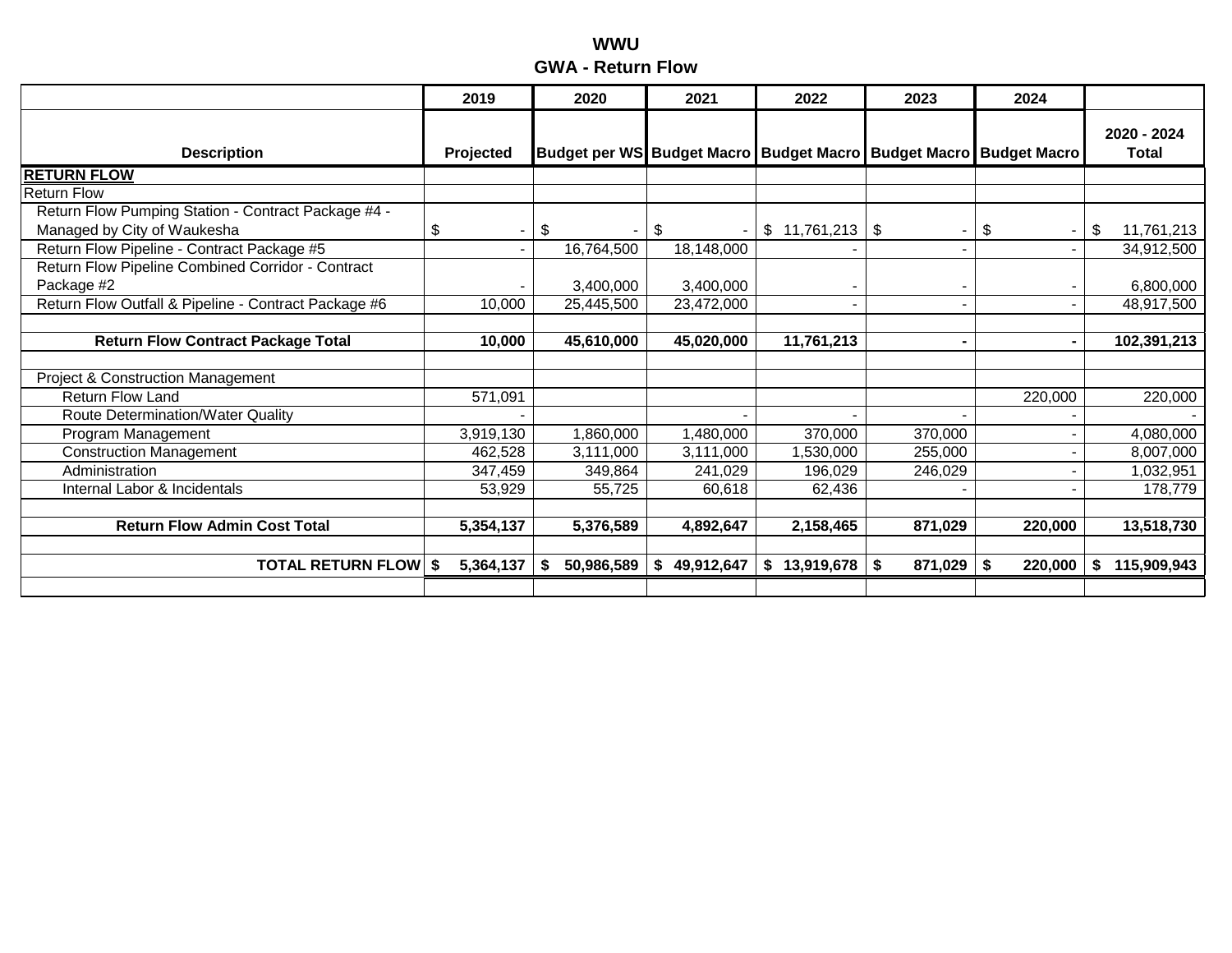# WWU

## GWA - Return Flow

| Description | 2019 Projected | 2020 Budget per WS | 2021 Budget Macro | 2022 Budget Macro | 2023 Budget Macro | 2024 Budget Macro | 2020 - 2024 Total |
|---|---|---|---|---|---|---|---|
| **RETURN FLOW** | | | | | | | |
| Return Flow | | | | | | | |
| Return Flow Pumping Station - Contract Package #4 - Managed by City of Waukesha | $ - | $ - | $ - | $ 11,761,213 | $ - | $ - | $ 11,761,213 |
| Return Flow Pipeline - Contract Package #5 | - | 16,764,500 | 18,148,000 | - | - | - | 34,912,500 |
| Return Flow Pipeline Combined Corridor - Contract Package #2 | - | 3,400,000 | 3,400,000 | - | - | - | 6,800,000 |
| Return Flow Outfall & Pipeline - Contract Package #6 | 10,000 | 25,445,500 | 23,472,000 | - | - | - | 48,917,500 |
| | | | | | | | |
| **Return Flow Contract Package Total** | **10,000** | **45,610,000** | **45,020,000** | **11,761,213** | **-** | **-** | **102,391,213** |
| | | | | | | | |
| Project & Construction Management | | | | | | | |
| Return Flow Land | 571,091 | | | | | 220,000 | 220,000 |
| Route Determination/Water Quality | - | | - | - | - | - | - |
| Program Management | 3,919,130 | 1,860,000 | 1,480,000 | 370,000 | 370,000 | - | 4,080,000 |
| Construction Management | 462,528 | 3,111,000 | 3,111,000 | 1,530,000 | 255,000 | - | 8,007,000 |
| Administration | 347,459 | 349,864 | 241,029 | 196,029 | 246,029 | - | 1,032,951 |
| Internal Labor & Incidentals | 53,929 | 55,725 | 60,618 | 62,436 | - | - | 178,779 |
| | | | | | | | |
| **Return Flow Admin Cost Total** | **5,354,137** | **5,376,589** | **4,892,647** | **2,158,465** | **871,029** | **220,000** | **13,518,730** |
| | | | | | | | |
| **TOTAL RETURN FLOW** | **$ 5,364,137** | **$ 50,986,589** | **$ 49,912,647** | **$ 13,919,678** | **$ 871,029** | **$ 220,000** | **$ 115,909,943** |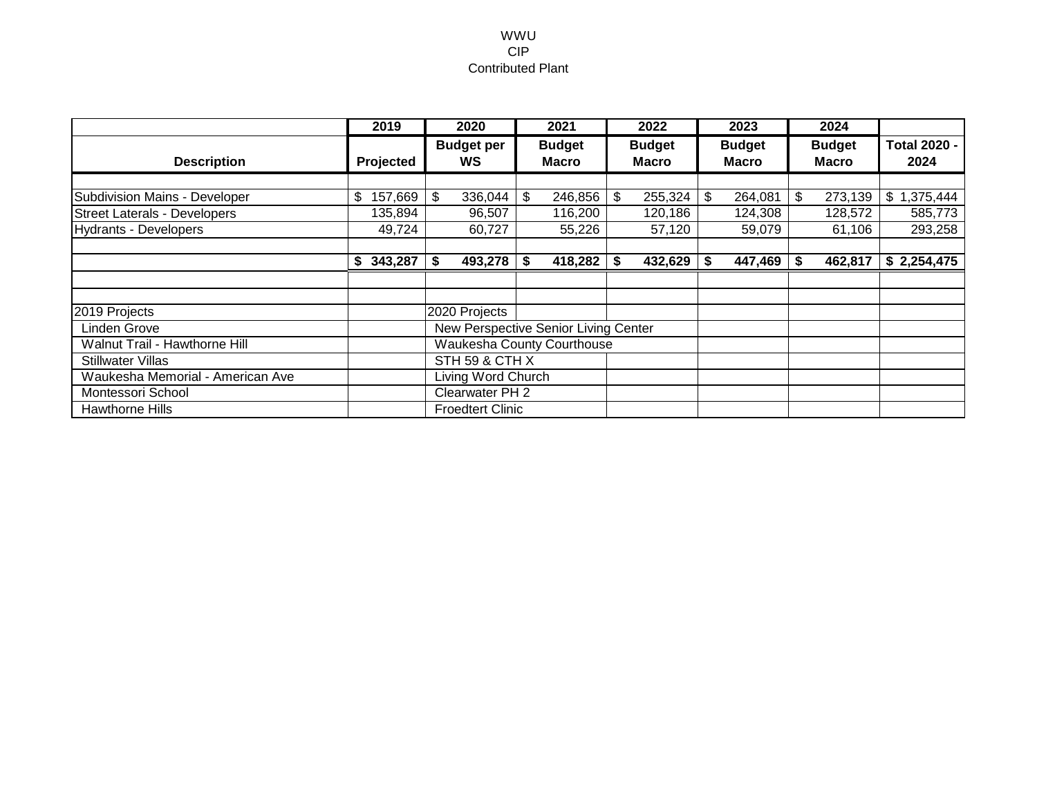WWU
CIP
Contributed Plant

| | 2019 | 2020 | 2021 | 2022 | 2023 | 2024 | |
|---|---|---|---|---|---|---|---|
| Description | Projected | Budget per WS | Budget Macro | Budget Macro | Budget Macro | Budget Macro | Total 2020 - 2024 |
| | | | | | | | |
| Subdivision Mains - Developer | $ 157,669 | $ 336,044 | $ 246,856 | $ 255,324 | $ 264,081 | $ 273,139 | $ 1,375,444 |
| Street Laterals - Developers | 135,894 | 96,507 | 116,200 | 120,186 | 124,308 | 128,572 | 585,773 |
| Hydrants - Developers | 49,724 | 60,727 | 55,226 | 57,120 | 59,079 | 61,106 | 293,258 |
| | | | | | | | |
| | **$ 343,287** | **$ 493,278** | **$ 418,282** | **$ 432,629** | **$ 447,469** | **$ 462,817** | **$ 2,254,475** |
| | | | | | | | |
| | | | | | | | |
| 2019 Projects | | 2020 Projects | | | | | |
| Linden Grove | | New Perspective Senior Living Center | | | | | |
| Walnut Trail - Hawthorne Hill | | Waukesha County Courthouse | | | | | |
| Stillwater Villas | | STH 59 & CTH X | | | | | |
| Waukesha Memorial - American Ave | | Living Word Church | | | | | |
| Montessori School | | Clearwater PH 2 | | | | | |
| Hawthorne Hills | | Froedtert Clinic | | | | | |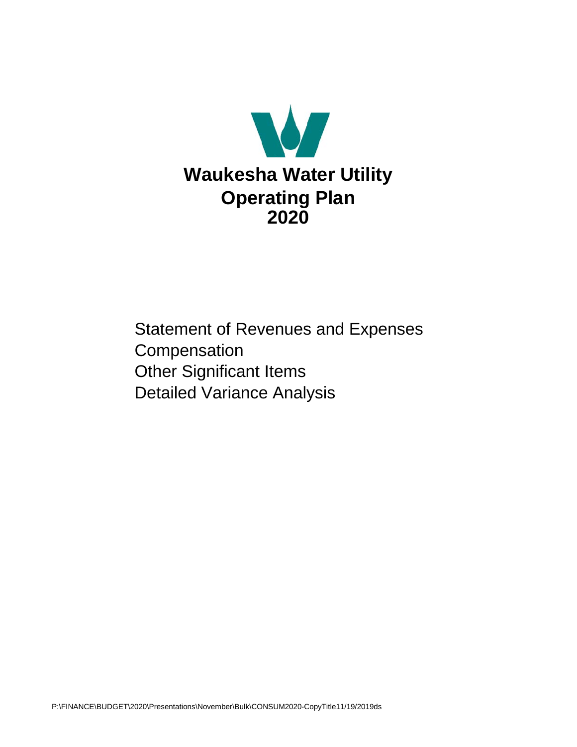# Waukesha Water Utility
# Operating Plan
# 2020

Statement of Revenues and Expenses
Compensation
Other Significant Items
Detailed Variance Analysis

P:\FINANCE\BUDGET\2020\Presentations\November\Bulk\CONSUM2020-CopyTitle11/19/2019ds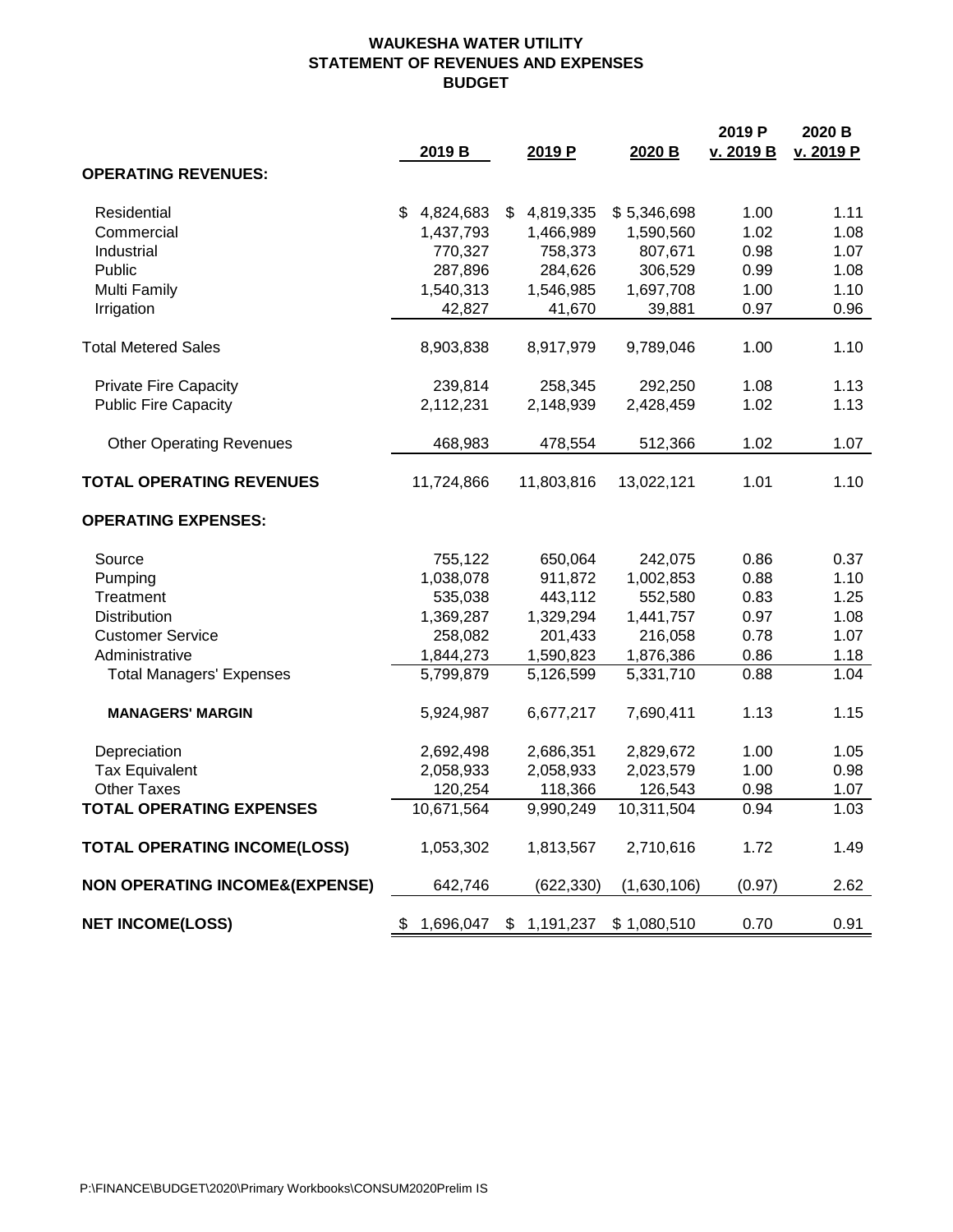# WAUKESHA WATER UTILITY
## STATEMENT OF REVENUES AND EXPENSES
## BUDGET

| | 2019 B | 2019 P | 2020 B | 2019 P v. 2019 B | 2020 B v. 2019 P |
|---|---|---|---|---|---|
| **OPERATING REVENUES:** | | | | | |
| Residential | $ 4,824,683 | $ 4,819,335 | $ 5,346,698 | 1.00 | 1.11 |
| Commercial | 1,437,793 | 1,466,989 | 1,590,560 | 1.02 | 1.08 |
| Industrial | 770,327 | 758,373 | 807,671 | 0.98 | 1.07 |
| Public | 287,896 | 284,626 | 306,529 | 0.99 | 1.08 |
| Multi Family | 1,540,313 | 1,546,985 | 1,697,708 | 1.00 | 1.10 |
| Irrigation | 42,827 | 41,670 | 39,881 | 0.97 | 0.96 |
| Total Metered Sales | 8,903,838 | 8,917,979 | 9,789,046 | 1.00 | 1.10 |
| Private Fire Capacity | 239,814 | 258,345 | 292,250 | 1.08 | 1.13 |
| Public Fire Capacity | 2,112,231 | 2,148,939 | 2,428,459 | 1.02 | 1.13 |
| Other Operating Revenues | 468,983 | 478,554 | 512,366 | 1.02 | 1.07 |
| **TOTAL OPERATING REVENUES** | 11,724,866 | 11,803,816 | 13,022,121 | 1.01 | 1.10 |
| **OPERATING EXPENSES:** | | | | | |
| Source | 755,122 | 650,064 | 242,075 | 0.86 | 0.37 |
| Pumping | 1,038,078 | 911,872 | 1,002,853 | 0.88 | 1.10 |
| Treatment | 535,038 | 443,112 | 552,580 | 0.83 | 1.25 |
| Distribution | 1,369,287 | 1,329,294 | 1,441,757 | 0.97 | 1.08 |
| Customer Service | 258,082 | 201,433 | 216,058 | 0.78 | 1.07 |
| Administrative | 1,844,273 | 1,590,823 | 1,876,386 | 0.86 | 1.18 |
| Total Managers' Expenses | 5,799,879 | 5,126,599 | 5,331,710 | 0.88 | 1.04 |
| **MANAGERS' MARGIN** | 5,924,987 | 6,677,217 | 7,690,411 | 1.13 | 1.15 |
| Depreciation | 2,692,498 | 2,686,351 | 2,829,672 | 1.00 | 1.05 |
| Tax Equivalent | 2,058,933 | 2,058,933 | 2,023,579 | 1.00 | 0.98 |
| Other Taxes | 120,254 | 118,366 | 126,543 | 0.98 | 1.07 |
| **TOTAL OPERATING EXPENSES** | 10,671,564 | 9,990,249 | 10,311,504 | 0.94 | 1.03 |
| **TOTAL OPERATING INCOME(LOSS)** | 1,053,302 | 1,813,567 | 2,710,616 | 1.72 | 1.49 |
| **NON OPERATING INCOME&(EXPENSE)** | 642,746 | (622,330) | (1,630,106) | (0.97) | 2.62 |
| **NET INCOME(LOSS)** | $ 1,696,047 | $ 1,191,237 | $ 1,080,510 | 0.70 | 0.91 |

P:\FINANCE\BUDGET\2020\Primary Workbooks\CONSUM2020Prelim IS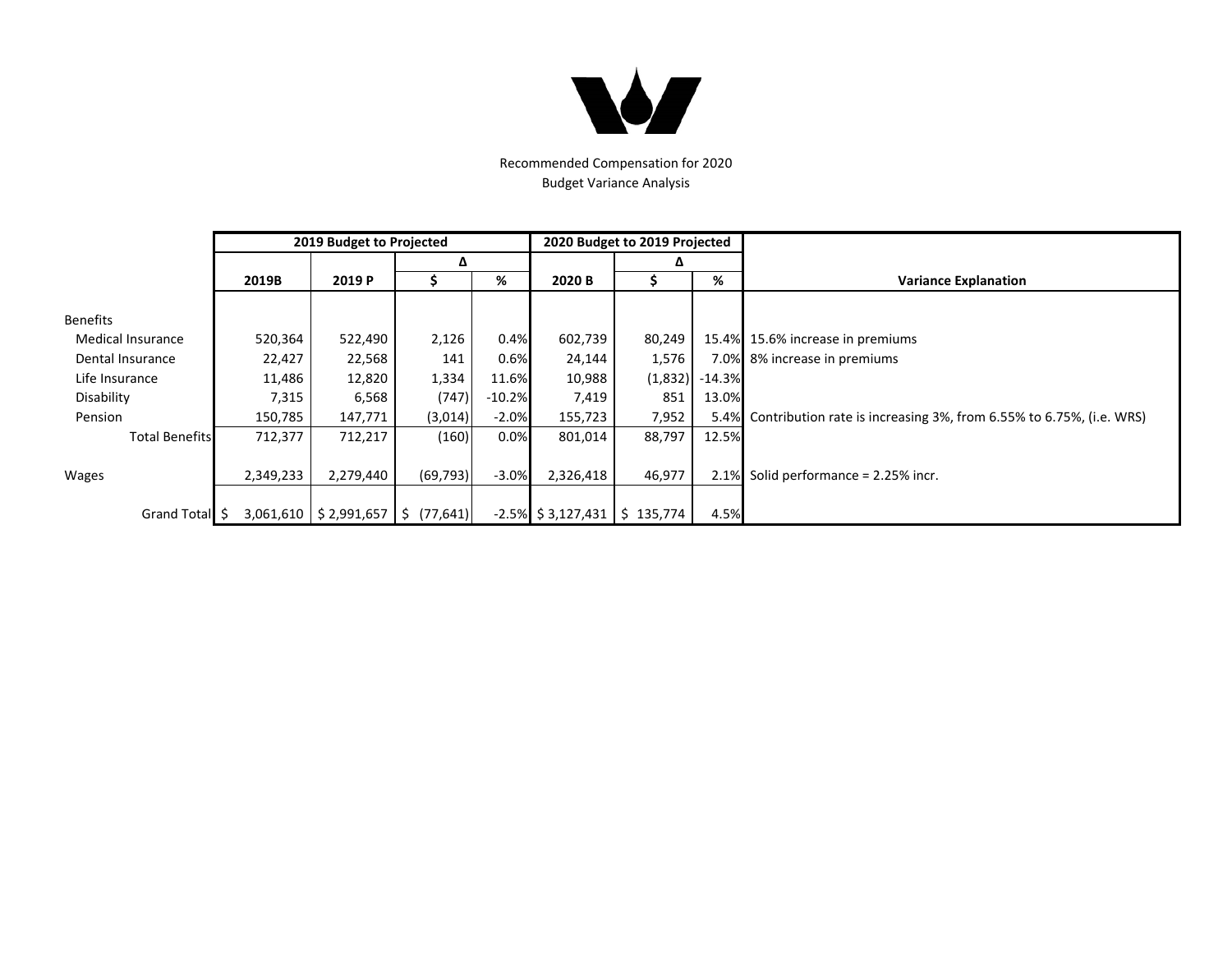Recommended Compensation for 2020
Budget Variance Analysis

| | 2019 Budget to Projected | | | | 2020 Budget to 2019 Projected | | | |
|---|---|---|---|---|---|---|---|---|
| | | | Δ | | | Δ | | |
| | 2019B | 2019 P | $ | % | 2020 B | $ | % | Variance Explanation |
| Benefits | | | | | | | | |
| Medical Insurance | 520,364 | 522,490 | 2,126 | 0.4% | 602,739 | 80,249 | 15.4% | 15.6% increase in premiums |
| Dental Insurance | 22,427 | 22,568 | 141 | 0.6% | 24,144 | 1,576 | 7.0% | 8% increase in premiums |
| Life Insurance | 11,486 | 12,820 | 1,334 | 11.6% | 10,988 | (1,832) | -14.3% | |
| Disability | 7,315 | 6,568 | (747) | -10.2% | 7,419 | 851 | 13.0% | |
| Pension | 150,785 | 147,771 | (3,014) | -2.0% | 155,723 | 7,952 | 5.4% | Contribution rate is increasing 3%, from 6.55% to 6.75%, (i.e. WRS) |
| Total Benefits | 712,377 | 712,217 | (160) | 0.0% | 801,014 | 88,797 | 12.5% | |
| Wages | 2,349,233 | 2,279,440 | (69,793) | -3.0% | 2,326,418 | 46,977 | 2.1% | Solid performance = 2.25% incr. |
| Grand Total | $ 3,061,610 | $ 2,991,657 | $ (77,641) | -2.5% | $ 3,127,431 | $ 135,774 | 4.5% | |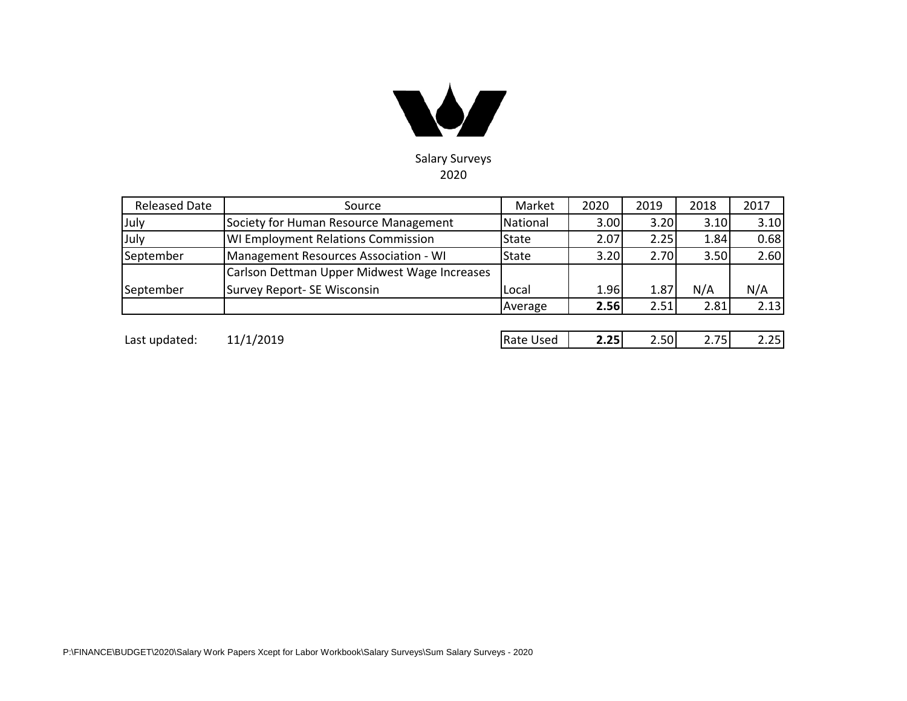Salary Surveys
2020

| Released Date | Source | Market | 2020 | 2019 | 2018 | 2017 |
|---|---|---|---|---|---|---|
| July | Society for Human Resource Management | National | 3.00 | 3.20 | 3.10 | 3.10 |
| July | WI Employment Relations Commission | State | 2.07 | 2.25 | 1.84 | 0.68 |
| September | Management Resources Association - WI | State | 3.20 | 2.70 | 3.50 | 2.60 |
| September | Carlson Dettman Upper Midwest Wage Increases Survey Report- SE Wisconsin | Local | 1.96 | 1.87 | N/A | N/A |
| | | Average | **2.56** | 2.51 | 2.81 | 2.13 |

Last updated: 11/1/2019

| Rate Used | **2.25** | 2.50 | 2.75 | 2.25 |
|---|---|---|---|---|

P:\FINANCE\BUDGET\2020\Salary Work Papers Xcept for Labor Workbook\Salary Surveys\Sum Salary Surveys - 2020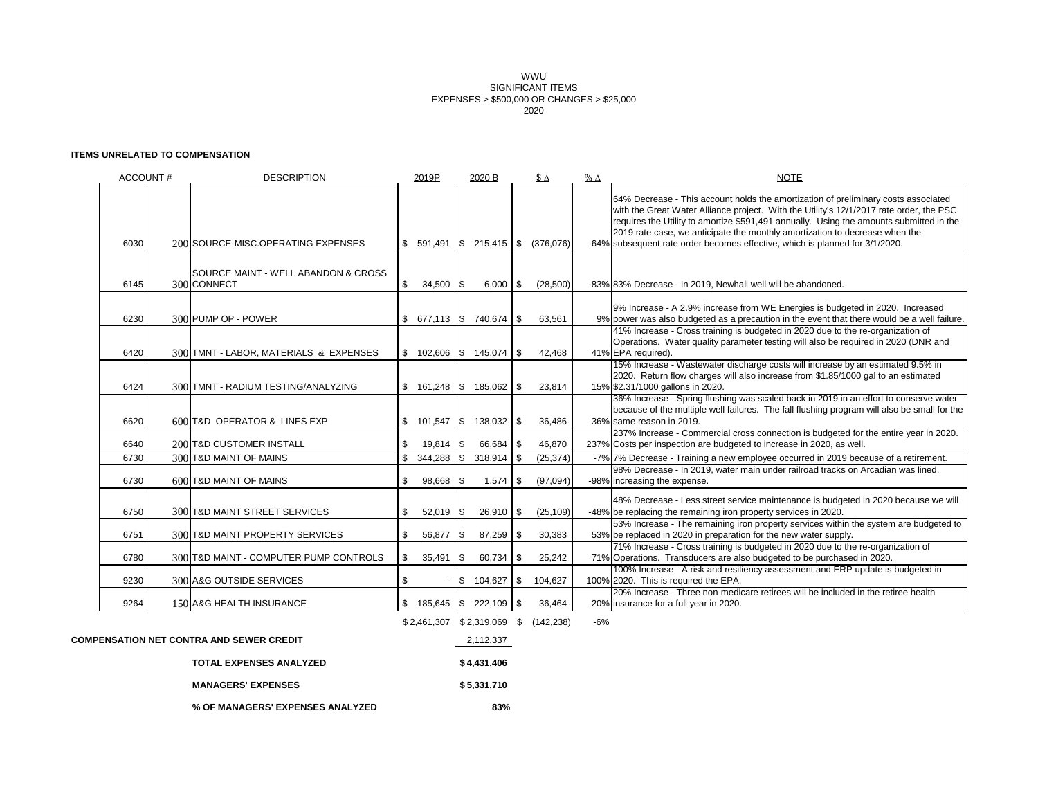WWU
SIGNIFICANT ITEMS
EXPENSES > $500,000 OR CHANGES > $25,000
2020

**ITEMS UNRELATED TO COMPENSATION**

| ACCOUNT # | | DESCRIPTION | 2019P | 2020 B | $ Δ | % Δ | NOTE |
|---|---|---|---|---|---|---|---|
| 6030 | 200 | SOURCE-MISC.OPERATING EXPENSES | $ 591,491 | $ 215,415 | $ (376,076) | -64% | 64% Decrease - This account holds the amortization of preliminary costs associated with the Great Water Alliance project. With the Utility's 12/1/2017 rate order, the PSC requires the Utility to amortize $591,491 annually. Using the amounts submitted in the 2019 rate case, we anticipate the monthly amortization to decrease when the subsequent rate order becomes effective, which is planned for 3/1/2020. |
| 6145 | 300 | SOURCE MAINT - WELL ABANDON & CROSS CONNECT | $ 34,500 | $ 6,000 | $ (28,500) | -83% | 83% Decrease - In 2019, Newhall well will be abandoned. |
| 6230 | 300 | PUMP OP - POWER | $ 677,113 | $ 740,674 | $ 63,561 | 9% | 9% Increase - A 2.9% increase from WE Energies is budgeted in 2020. Increased power was also budgeted as a precaution in the event that there would be a well failure. |
| 6420 | 300 | TMNT - LABOR, MATERIALS & EXPENSES | $ 102,606 | $ 145,074 | $ 42,468 | 41% | 41% Increase - Cross training is budgeted in 2020 due to the re-organization of Operations. Water quality parameter testing will also be required in 2020 (DNR and EPA required). |
| 6424 | 300 | TMNT - RADIUM TESTING/ANALYZING | $ 161,248 | $ 185,062 | $ 23,814 | 15% | 15% Increase - Wastewater discharge costs will increase by an estimated 9.5% in 2020. Return flow charges will also increase from $1.85/1000 gal to an estimated $2.31/1000 gallons in 2020. |
| 6620 | 600 | T&D OPERATOR & LINES EXP | $ 101,547 | $ 138,032 | $ 36,486 | 36% | 36% Increase - Spring flushing was scaled back in 2019 in an effort to conserve water because of the multiple well failures. The fall flushing program will also be small for the same reason in 2019. |
| 6640 | 200 | T&D CUSTOMER INSTALL | $ 19,814 | $ 66,684 | $ 46,870 | 237% | 237% Increase - Commercial cross connection is budgeted for the entire year in 2020. Costs per inspection are budgeted to increase in 2020, as well. |
| 6730 | 300 | T&D MAINT OF MAINS | $ 344,288 | $ 318,914 | $ (25,374) | -7% | 7% Decrease - Training a new employee occurred in 2019 because of a retirement. |
| 6730 | 600 | T&D MAINT OF MAINS | $ 98,668 | $ 1,574 | $ (97,094) | -98% | 98% Decrease - In 2019, water main under railroad tracks on Arcadian was lined, increasing the expense. |
| 6750 | 300 | T&D MAINT STREET SERVICES | $ 52,019 | $ 26,910 | $ (25,109) | -48% | 48% Decrease - Less street service maintenance is budgeted in 2020 because we will be replacing the remaining iron property services in 2020. |
| 6751 | 300 | T&D MAINT PROPERTY SERVICES | $ 56,877 | $ 87,259 | $ 30,383 | 53% | 53% Increase - The remaining iron property services within the system are budgeted to be replaced in 2020 in preparation for the new water supply. |
| 6780 | 300 | T&D MAINT - COMPUTER PUMP CONTROLS | $ 35,491 | $ 60,734 | $ 25,242 | 71% | 71% Increase - Cross training is budgeted in 2020 due to the re-organization of Operations. Transducers are also budgeted to be purchased in 2020. |
| 9230 | 300 | A&G OUTSIDE SERVICES | $ - | $ 104,627 | $ 104,627 | 100% | 100% Increase - A risk and resiliency assessment and ERP update is budgeted in 2020. This is required the EPA. |
| 9264 | 150 | A&G HEALTH INSURANCE | $ 185,645 | $ 222,109 | $ 36,464 | 20% | 20% Increase - Three non-medicare retirees will be included in the retiree health insurance for a full year in 2020. |
| | | | $ 2,461,307 | $ 2,319,069 | $ (142,238) | -6% | |

| | |
|---|---|
| **COMPENSATION NET CONTRA AND SEWER CREDIT** | 2,112,337 |
| **TOTAL EXPENSES ANALYZED** | **$ 4,431,406** |
| **MANAGERS' EXPENSES** | **$ 5,331,710** |
| **% OF MANAGERS' EXPENSES ANALYZED** | **83%** |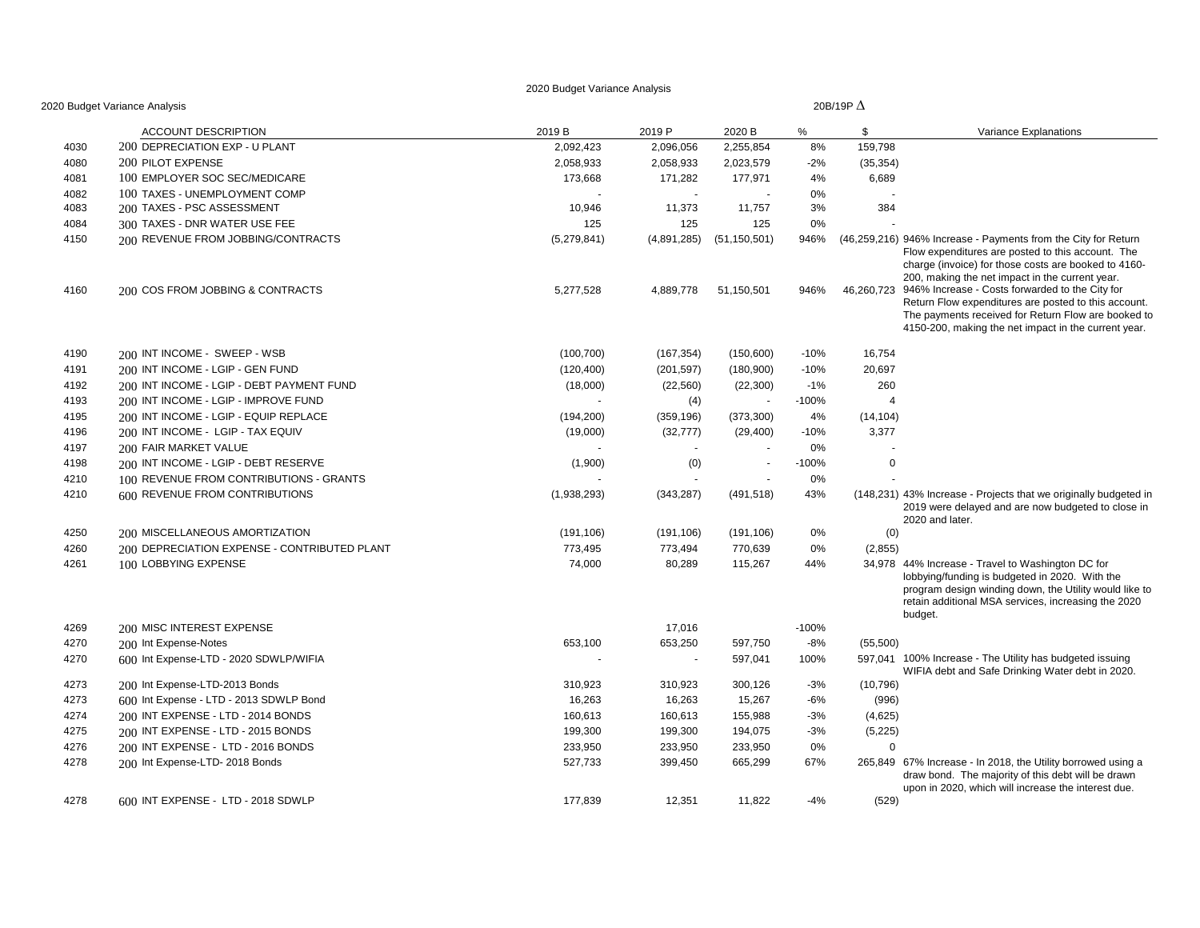2020 Budget Variance Analysis

2020 Budget Variance Analysis

20B/19P Δ

| | | ACCOUNT DESCRIPTION | 2019 B | 2019 P | 2020 B | % | $ | Variance Explanations |
|---|---|---|---|---|---|---|---|---|
| 4030 | 200 | DEPRECIATION EXP - U PLANT | 2,092,423 | 2,096,056 | 2,255,854 | 8% | 159,798 | |
| 4080 | 200 | PILOT EXPENSE | 2,058,933 | 2,058,933 | 2,023,579 | -2% | (35,354) | |
| 4081 | 100 | EMPLOYER SOC SEC/MEDICARE | 173,668 | 171,282 | 177,971 | 4% | 6,689 | |
| 4082 | 100 | TAXES - UNEMPLOYMENT COMP | - | - | - | 0% | - | |
| 4083 | 200 | TAXES - PSC ASSESSMENT | 10,946 | 11,373 | 11,757 | 3% | 384 | |
| 4084 | 300 | TAXES - DNR WATER USE FEE | 125 | 125 | 125 | 0% | - | |
| 4150 | 200 | REVENUE FROM JOBBING/CONTRACTS | (5,279,841) | (4,891,285) | (51,150,501) | 946% | (46,259,216) | 946% Increase - Payments from the City for Return Flow expenditures are posted to this account. The charge (invoice) for those costs are booked to 4160-200, making the net impact in the current year. |
| 4160 | 200 | COS FROM JOBBING & CONTRACTS | 5,277,528 | 4,889,778 | 51,150,501 | 946% | 46,260,723 | 946% Increase - Costs forwarded to the City for Return Flow expenditures are posted to this account. The payments received for Return Flow are booked to 4150-200, making the net impact in the current year. |
| 4190 | 200 | INT INCOME - SWEEP - WSB | (100,700) | (167,354) | (150,600) | -10% | 16,754 | |
| 4191 | 200 | INT INCOME - LGIP - GEN FUND | (120,400) | (201,597) | (180,900) | -10% | 20,697 | |
| 4192 | 200 | INT INCOME - LGIP - DEBT PAYMENT FUND | (18,000) | (22,560) | (22,300) | -1% | 260 | |
| 4193 | 200 | INT INCOME - LGIP - IMPROVE FUND | - | (4) | - | -100% | 4 | |
| 4195 | 200 | INT INCOME - LGIP - EQUIP REPLACE | (194,200) | (359,196) | (373,300) | 4% | (14,104) | |
| 4196 | 200 | INT INCOME - LGIP - TAX EQUIV | (19,000) | (32,777) | (29,400) | -10% | 3,377 | |
| 4197 | 200 | FAIR MARKET VALUE | - | - | - | 0% | - | |
| 4198 | 200 | INT INCOME - LGIP - DEBT RESERVE | (1,900) | (0) | - | -100% | 0 | |
| 4210 | 100 | REVENUE FROM CONTRIBUTIONS - GRANTS | - | - | - | 0% | - | |
| 4210 | 600 | REVENUE FROM CONTRIBUTIONS | (1,938,293) | (343,287) | (491,518) | 43% | (148,231) | 43% Increase - Projects that we originally budgeted in 2019 were delayed and are now budgeted to close in 2020 and later. |
| 4250 | 200 | MISCELLANEOUS AMORTIZATION | (191,106) | (191,106) | (191,106) | 0% | (0) | |
| 4260 | 200 | DEPRECIATION EXPENSE - CONTRIBUTED PLANT | 773,495 | 773,494 | 770,639 | 0% | (2,855) | |
| 4261 | 100 | LOBBYING EXPENSE | 74,000 | 80,289 | 115,267 | 44% | 34,978 | 44% Increase - Travel to Washington DC for lobbying/funding is budgeted in 2020. With the program design winding down, the Utility would like to retain additional MSA services, increasing the 2020 budget. |
| 4269 | 200 | MISC INTEREST EXPENSE | | 17,016 | | -100% | | |
| 4270 | 200 | Int Expense-Notes | 653,100 | 653,250 | 597,750 | -8% | (55,500) | |
| 4270 | 600 | Int Expense-LTD - 2020 SDWLP/WIFIA | - | - | 597,041 | 100% | 597,041 | 100% Increase - The Utility has budgeted issuing WIFIA debt and Safe Drinking Water debt in 2020. |
| 4273 | 200 | Int Expense-LTD-2013 Bonds | 310,923 | 310,923 | 300,126 | -3% | (10,796) | |
| 4273 | 600 | Int Expense - LTD - 2013 SDWLP Bond | 16,263 | 16,263 | 15,267 | -6% | (996) | |
| 4274 | 200 | INT EXPENSE - LTD - 2014 BONDS | 160,613 | 160,613 | 155,988 | -3% | (4,625) | |
| 4275 | 200 | INT EXPENSE - LTD - 2015 BONDS | 199,300 | 199,300 | 194,075 | -3% | (5,225) | |
| 4276 | 200 | INT EXPENSE - LTD - 2016 BONDS | 233,950 | 233,950 | 233,950 | 0% | 0 | |
| 4278 | 200 | Int Expense-LTD- 2018 Bonds | 527,733 | 399,450 | 665,299 | 67% | 265,849 | 67% Increase - In 2018, the Utility borrowed using a draw bond. The majority of this debt will be drawn upon in 2020, which will increase the interest due. |
| 4278 | 600 | INT EXPENSE - LTD - 2018 SDWLP | 177,839 | 12,351 | 11,822 | -4% | (529) | |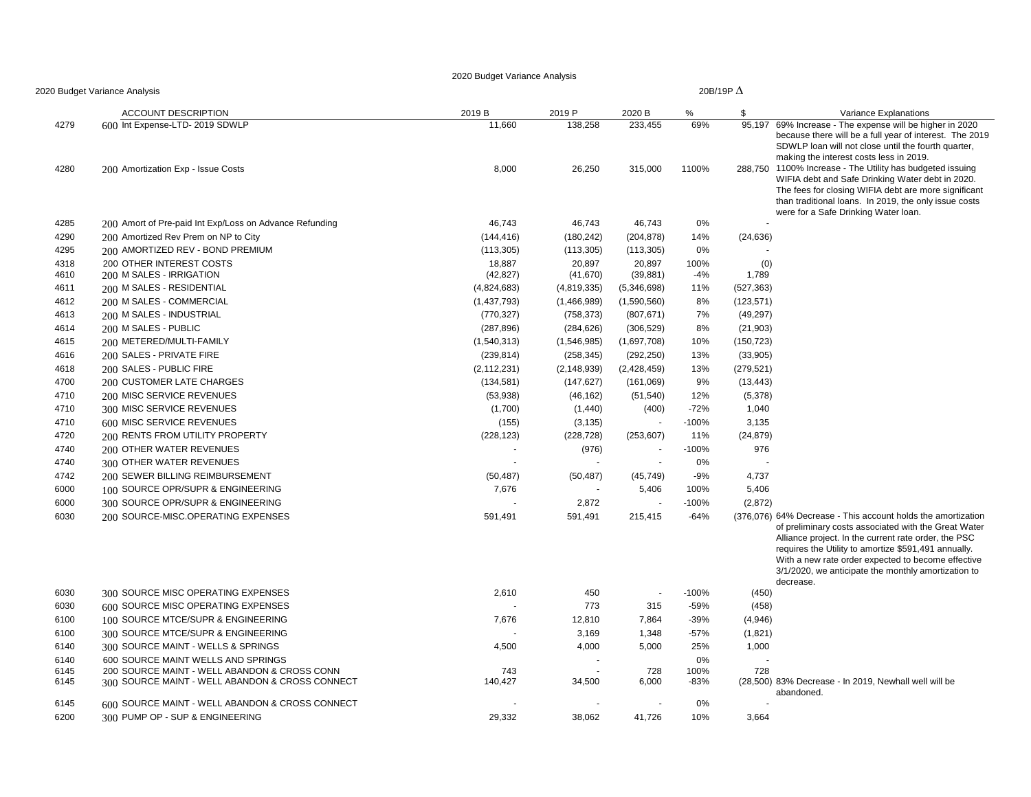2020 Budget Variance Analysis

2020 Budget Variance Analysis

| | | ACCOUNT DESCRIPTION | 2019 B | 2019 P | 2020 B | 20B/19P Δ % | 20B/19P Δ $ | Variance Explanations |
|---|---|---|---|---|---|---|---|---|
| 4279 | 600 | Int Expense-LTD- 2019 SDWLP | 11,660 | 138,258 | 233,455 | 69% | 95,197 | 69% Increase - The expense will be higher in 2020 because there will be a full year of interest. The 2019 SDWLP loan will not close until the fourth quarter, making the interest costs less in 2019. |
| 4280 | 200 | Amortization Exp - Issue Costs | 8,000 | 26,250 | 315,000 | 1100% | 288,750 | 1100% Increase - The Utility has budgeted issuing WIFIA debt and Safe Drinking Water debt in 2020. The fees for closing WIFIA debt are more significant than traditional loans. In 2019, the only issue costs were for a Safe Drinking Water loan. |
| 4285 | 200 | Amort of Pre-paid Int Exp/Loss on Advance Refunding | 46,743 | 46,743 | 46,743 | 0% | - | |
| 4290 | 200 | Amortized Rev Prem on NP to City | (144,416) | (180,242) | (204,878) | 14% | (24,636) | |
| 4295 | 200 | AMORTIZED REV - BOND PREMIUM | (113,305) | (113,305) | (113,305) | 0% | - | |
| 4318 | 200 | OTHER INTEREST COSTS | 18,887 | 20,897 | 20,897 | 100% | (0) | |
| 4610 | 200 | M SALES - IRRIGATION | (42,827) | (41,670) | (39,881) | -4% | 1,789 | |
| 4611 | 200 | M SALES - RESIDENTIAL | (4,824,683) | (4,819,335) | (5,346,698) | 11% | (527,363) | |
| 4612 | 200 | M SALES - COMMERCIAL | (1,437,793) | (1,466,989) | (1,590,560) | 8% | (123,571) | |
| 4613 | 200 | M SALES - INDUSTRIAL | (770,327) | (758,373) | (807,671) | 7% | (49,297) | |
| 4614 | 200 | M SALES - PUBLIC | (287,896) | (284,626) | (306,529) | 8% | (21,903) | |
| 4615 | 200 | METERED/MULTI-FAMILY | (1,540,313) | (1,546,985) | (1,697,708) | 10% | (150,723) | |
| 4616 | 200 | SALES - PRIVATE FIRE | (239,814) | (258,345) | (292,250) | 13% | (33,905) | |
| 4618 | 200 | SALES - PUBLIC FIRE | (2,112,231) | (2,148,939) | (2,428,459) | 13% | (279,521) | |
| 4700 | 200 | CUSTOMER LATE CHARGES | (134,581) | (147,627) | (161,069) | 9% | (13,443) | |
| 4710 | 200 | MISC SERVICE REVENUES | (53,938) | (46,162) | (51,540) | 12% | (5,378) | |
| 4710 | 300 | MISC SERVICE REVENUES | (1,700) | (1,440) | (400) | -72% | 1,040 | |
| 4710 | 600 | MISC SERVICE REVENUES | (155) | (3,135) | - | -100% | 3,135 | |
| 4720 | 200 | RENTS FROM UTILITY PROPERTY | (228,123) | (228,728) | (253,607) | 11% | (24,879) | |
| 4740 | 200 | OTHER WATER REVENUES | - | (976) | - | -100% | 976 | |
| 4740 | 300 | OTHER WATER REVENUES | - | - | - | 0% | - | |
| 4742 | 200 | SEWER BILLING REIMBURSEMENT | (50,487) | (50,487) | (45,749) | -9% | 4,737 | |
| 6000 | 100 | SOURCE OPR/SUPR & ENGINEERING | 7,676 | - | 5,406 | 100% | 5,406 | |
| 6000 | 300 | SOURCE OPR/SUPR & ENGINEERING | - | 2,872 | - | -100% | (2,872) | |
| 6030 | 200 | SOURCE-MISC.OPERATING EXPENSES | 591,491 | 591,491 | 215,415 | -64% | (376,076) | 64% Decrease - This account holds the amortization of preliminary costs associated with the Great Water Alliance project. In the current rate order, the PSC requires the Utility to amortize $591,491 annually. With a new rate order expected to become effective 3/1/2020, we anticipate the monthly amortization to decrease. |
| 6030 | 300 | SOURCE MISC OPERATING EXPENSES | 2,610 | 450 | - | -100% | (450) | |
| 6030 | 600 | SOURCE MISC OPERATING EXPENSES | - | 773 | 315 | -59% | (458) | |
| 6100 | 100 | SOURCE MTCE/SUPR & ENGINEERING | 7,676 | 12,810 | 7,864 | -39% | (4,946) | |
| 6100 | 300 | SOURCE MTCE/SUPR & ENGINEERING | - | 3,169 | 1,348 | -57% | (1,821) | |
| 6140 | 300 | SOURCE MAINT - WELLS & SPRINGS | 4,500 | 4,000 | 5,000 | 25% | 1,000 | |
| 6140 | 600 | SOURCE MAINT WELLS AND SPRINGS | | - | | 0% | - | |
| 6145 | 200 | SOURCE MAINT - WELL ABANDON & CROSS CONN | 743 | - | 728 | 100% | 728 | |
| 6145 | 300 | SOURCE MAINT - WELL ABANDON & CROSS CONNECT | 140,427 | 34,500 | 6,000 | -83% | (28,500) | 83% Decrease - In 2019, Newhall well will be abandoned. |
| 6145 | 600 | SOURCE MAINT - WELL ABANDON & CROSS CONNECT | - | - | - | 0% | - | |
| 6200 | 300 | PUMP OP - SUP & ENGINEERING | 29,332 | 38,062 | 41,726 | 10% | 3,664 | |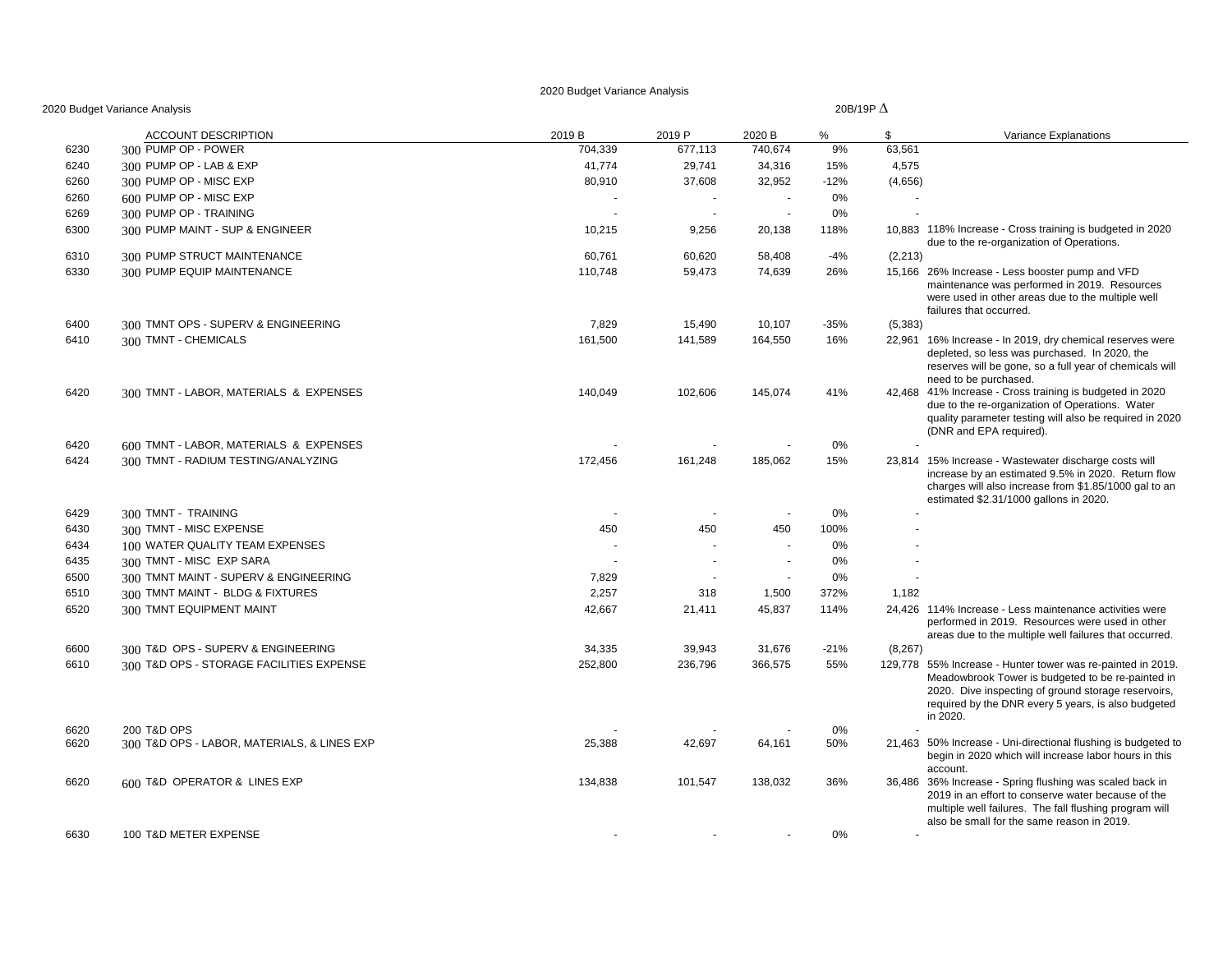# 2020 Budget Variance Analysis

2020 Budget Variance Analysis

| | | ACCOUNT DESCRIPTION | 2019 B | 2019 P | 2020 B | 20B/19P Δ % | 20B/19P Δ $ | Variance Explanations |
|---|---|---|---|---|---|---|---|---|
| 6230 | 300 | PUMP OP - POWER | 704,339 | 677,113 | 740,674 | 9% | 63,561 | |
| 6240 | 300 | PUMP OP - LAB & EXP | 41,774 | 29,741 | 34,316 | 15% | 4,575 | |
| 6260 | 300 | PUMP OP - MISC EXP | 80,910 | 37,608 | 32,952 | -12% | (4,656) | |
| 6260 | 600 | PUMP OP - MISC EXP | - | - | - | 0% | - | |
| 6269 | 300 | PUMP OP - TRAINING | - | - | - | 0% | - | |
| 6300 | 300 | PUMP MAINT - SUP & ENGINEER | 10,215 | 9,256 | 20,138 | 118% | 10,883 | 118% Increase - Cross training is budgeted in 2020 due to the re-organization of Operations. |
| 6310 | 300 | PUMP STRUCT MAINTENANCE | 60,761 | 60,620 | 58,408 | -4% | (2,213) | |
| 6330 | 300 | PUMP EQUIP MAINTENANCE | 110,748 | 59,473 | 74,639 | 26% | 15,166 | 26% Increase - Less booster pump and VFD maintenance was performed in 2019. Resources were used in other areas due to the multiple well failures that occurred. |
| 6400 | 300 | TMNT OPS - SUPERV & ENGINEERING | 7,829 | 15,490 | 10,107 | -35% | (5,383) | |
| 6410 | 300 | TMNT - CHEMICALS | 161,500 | 141,589 | 164,550 | 16% | 22,961 | 16% Increase - In 2019, dry chemical reserves were depleted, so less was purchased. In 2020, the reserves will be gone, so a full year of chemicals will need to be purchased. |
| 6420 | 300 | TMNT - LABOR, MATERIALS & EXPENSES | 140,049 | 102,606 | 145,074 | 41% | 42,468 | 41% Increase - Cross training is budgeted in 2020 due to the re-organization of Operations. Water quality parameter testing will also be required in 2020 (DNR and EPA required). |
| 6420 | 600 | TMNT - LABOR, MATERIALS & EXPENSES | - | - | - | 0% | - | |
| 6424 | 300 | TMNT - RADIUM TESTING/ANALYZING | 172,456 | 161,248 | 185,062 | 15% | 23,814 | 15% Increase - Wastewater discharge costs will increase by an estimated 9.5% in 2020. Return flow charges will also increase from $1.85/1000 gal to an estimated $2.31/1000 gallons in 2020. |
| 6429 | 300 | TMNT - TRAINING | - | - | - | 0% | - | |
| 6430 | 300 | TMNT - MISC EXPENSE | 450 | 450 | 450 | 100% | - | |
| 6434 | 100 | WATER QUALITY TEAM EXPENSES | - | - | - | 0% | - | |
| 6435 | 300 | TMNT - MISC EXP SARA | - | - | - | 0% | - | |
| 6500 | 300 | TMNT MAINT - SUPERV & ENGINEERING | 7,829 | - | - | 0% | - | |
| 6510 | 300 | TMNT MAINT - BLDG & FIXTURES | 2,257 | 318 | 1,500 | 372% | 1,182 | |
| 6520 | 300 | TMNT EQUIPMENT MAINT | 42,667 | 21,411 | 45,837 | 114% | 24,426 | 114% Increase - Less maintenance activities were performed in 2019. Resources were used in other areas due to the multiple well failures that occurred. |
| 6600 | 300 | T&D OPS - SUPERV & ENGINEERING | 34,335 | 39,943 | 31,676 | -21% | (8,267) | |
| 6610 | 300 | T&D OPS - STORAGE FACILITIES EXPENSE | 252,800 | 236,796 | 366,575 | 55% | 129,778 | 55% Increase - Hunter tower was re-painted in 2019. Meadowbrook Tower is budgeted to be re-painted in 2020. Dive inspecting of ground storage reservoirs, required by the DNR every 5 years, is also budgeted in 2020. |
| 6620 | 200 | T&D OPS | - | - | - | 0% | - | |
| 6620 | 300 | T&D OPS - LABOR, MATERIALS, & LINES EXP | 25,388 | 42,697 | 64,161 | 50% | 21,463 | 50% Increase - Uni-directional flushing is budgeted to begin in 2020 which will increase labor hours in this account. |
| 6620 | 600 | T&D OPERATOR & LINES EXP | 134,838 | 101,547 | 138,032 | 36% | 36,486 | 36% Increase - Spring flushing was scaled back in 2019 in an effort to conserve water because of the multiple well failures. The fall flushing program will also be small for the same reason in 2019. |
| 6630 | 100 | T&D METER EXPENSE | - | - | - | 0% | - | |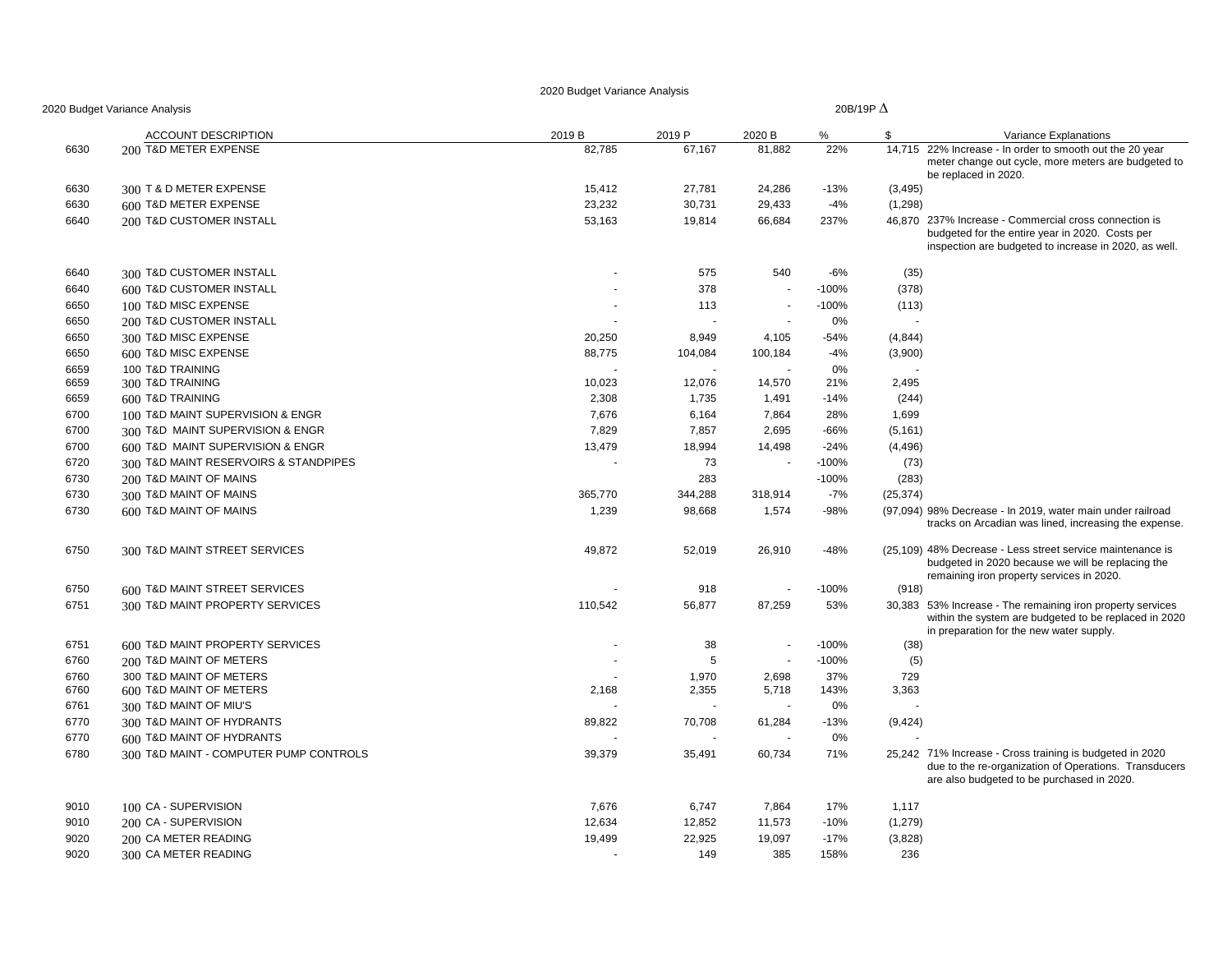# 2020 Budget Variance Analysis

2020 Budget Variance Analysis

| | ACCOUNT DESCRIPTION | 2019 B | 2019 P | 2020 B | 20B/19P Δ % | 20B/19P Δ $ | Variance Explanations |
|---|---|---|---|---|---|---|---|
| 6630 | 200 T&D METER EXPENSE | 82,785 | 67,167 | 81,882 | 22% | 14,715 | 22% Increase - In order to smooth out the 20 year meter change out cycle, more meters are budgeted to be replaced in 2020. |
| 6630 | 300 T & D METER EXPENSE | 15,412 | 27,781 | 24,286 | -13% | (3,495) | |
| 6630 | 600 T&D METER EXPENSE | 23,232 | 30,731 | 29,433 | -4% | (1,298) | |
| 6640 | 200 T&D CUSTOMER INSTALL | 53,163 | 19,814 | 66,684 | 237% | 46,870 | 237% Increase - Commercial cross connection is budgeted for the entire year in 2020. Costs per inspection are budgeted to increase in 2020, as well. |
| 6640 | 300 T&D CUSTOMER INSTALL | - | 575 | 540 | -6% | (35) | |
| 6640 | 600 T&D CUSTOMER INSTALL | - | 378 | - | -100% | (378) | |
| 6650 | 100 T&D MISC EXPENSE | - | 113 | - | -100% | (113) | |
| 6650 | 200 T&D CUSTOMER INSTALL | - | - | - | 0% | - | |
| 6650 | 300 T&D MISC EXPENSE | 20,250 | 8,949 | 4,105 | -54% | (4,844) | |
| 6650 | 600 T&D MISC EXPENSE | 88,775 | 104,084 | 100,184 | -4% | (3,900) | |
| 6659 | 100 T&D TRAINING | - | - | - | 0% | - | |
| 6659 | 300 T&D TRAINING | 10,023 | 12,076 | 14,570 | 21% | 2,495 | |
| 6659 | 600 T&D TRAINING | 2,308 | 1,735 | 1,491 | -14% | (244) | |
| 6700 | 100 T&D MAINT SUPERVISION & ENGR | 7,676 | 6,164 | 7,864 | 28% | 1,699 | |
| 6700 | 300 T&D MAINT SUPERVISION & ENGR | 7,829 | 7,857 | 2,695 | -66% | (5,161) | |
| 6700 | 600 T&D MAINT SUPERVISION & ENGR | 13,479 | 18,994 | 14,498 | -24% | (4,496) | |
| 6720 | 300 T&D MAINT RESERVOIRS & STANDPIPES | - | 73 | - | -100% | (73) | |
| 6730 | 200 T&D MAINT OF MAINS | | 283 | | -100% | (283) | |
| 6730 | 300 T&D MAINT OF MAINS | 365,770 | 344,288 | 318,914 | -7% | (25,374) | |
| 6730 | 600 T&D MAINT OF MAINS | 1,239 | 98,668 | 1,574 | -98% | (97,094) | 98% Decrease - In 2019, water main under railroad tracks on Arcadian was lined, increasing the expense. |
| 6750 | 300 T&D MAINT STREET SERVICES | 49,872 | 52,019 | 26,910 | -48% | (25,109) | 48% Decrease - Less street service maintenance is budgeted in 2020 because we will be replacing the remaining iron property services in 2020. |
| 6750 | 600 T&D MAINT STREET SERVICES | - | 918 | - | -100% | (918) | |
| 6751 | 300 T&D MAINT PROPERTY SERVICES | 110,542 | 56,877 | 87,259 | 53% | 30,383 | 53% Increase - The remaining iron property services within the system are budgeted to be replaced in 2020 in preparation for the new water supply. |
| 6751 | 600 T&D MAINT PROPERTY SERVICES | - | 38 | - | -100% | (38) | |
| 6760 | 200 T&D MAINT OF METERS | - | 5 | - | -100% | (5) | |
| 6760 | 300 T&D MAINT OF METERS | - | 1,970 | 2,698 | 37% | 729 | |
| 6760 | 600 T&D MAINT OF METERS | 2,168 | 2,355 | 5,718 | 143% | 3,363 | |
| 6761 | 300 T&D MAINT OF MIU'S | - | - | - | 0% | - | |
| 6770 | 300 T&D MAINT OF HYDRANTS | 89,822 | 70,708 | 61,284 | -13% | (9,424) | |
| 6770 | 600 T&D MAINT OF HYDRANTS | - | - | - | 0% | - | |
| 6780 | 300 T&D MAINT - COMPUTER PUMP CONTROLS | 39,379 | 35,491 | 60,734 | 71% | 25,242 | 71% Increase - Cross training is budgeted in 2020 due to the re-organization of Operations. Transducers are also budgeted to be purchased in 2020. |
| 9010 | 100 CA - SUPERVISION | 7,676 | 6,747 | 7,864 | 17% | 1,117 | |
| 9010 | 200 CA - SUPERVISION | 12,634 | 12,852 | 11,573 | -10% | (1,279) | |
| 9020 | 200 CA METER READING | 19,499 | 22,925 | 19,097 | -17% | (3,828) | |
| 9020 | 300 CA METER READING | - | 149 | 385 | 158% | 236 | |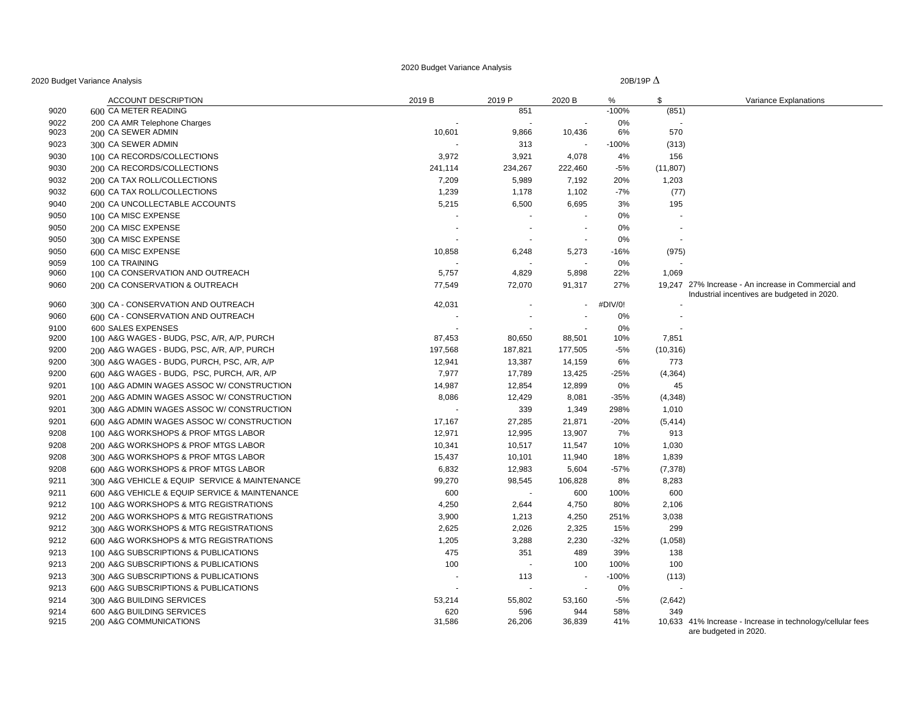2020 Budget Variance Analysis

2020 Budget Variance Analysis

| | ACCOUNT DESCRIPTION | 2019 B | 2019 P | 2020 B | 20B/19P Δ % | 20B/19P Δ $ | Variance Explanations |
|---|---|---|---|---|---|---|---|
| 9020 | 600 CA METER READING | | 851 | | -100% | (851) | |
| 9022 | 200 CA AMR Telephone Charges | - | - | - | 0% | - | |
| 9023 | 200 CA SEWER ADMIN | 10,601 | 9,866 | 10,436 | 6% | 570 | |
| 9023 | 300 CA SEWER ADMIN | - | 313 | - | -100% | (313) | |
| 9030 | 100 CA RECORDS/COLLECTIONS | 3,972 | 3,921 | 4,078 | 4% | 156 | |
| 9030 | 200 CA RECORDS/COLLECTIONS | 241,114 | 234,267 | 222,460 | -5% | (11,807) | |
| 9032 | 200 CA TAX ROLL/COLLECTIONS | 7,209 | 5,989 | 7,192 | 20% | 1,203 | |
| 9032 | 600 CA TAX ROLL/COLLECTIONS | 1,239 | 1,178 | 1,102 | -7% | (77) | |
| 9040 | 200 CA UNCOLLECTABLE ACCOUNTS | 5,215 | 6,500 | 6,695 | 3% | 195 | |
| 9050 | 100 CA MISC EXPENSE | - | - | - | 0% | - | |
| 9050 | 200 CA MISC EXPENSE | - | - | - | 0% | - | |
| 9050 | 300 CA MISC EXPENSE | - | - | - | 0% | - | |
| 9050 | 600 CA MISC EXPENSE | 10,858 | 6,248 | 5,273 | -16% | (975) | |
| 9059 | 100 CA TRAINING | - | - | - | 0% | - | |
| 9060 | 100 CA CONSERVATION AND OUTREACH | 5,757 | 4,829 | 5,898 | 22% | 1,069 | |
| 9060 | 200 CA CONSERVATION & OUTREACH | 77,549 | 72,070 | 91,317 | 27% | 19,247 | 27% Increase - An increase in Commercial and Industrial incentives are budgeted in 2020. |
| 9060 | 300 CA - CONSERVATION AND OUTREACH | 42,031 | - | - | #DIV/0! | - | |
| 9060 | 600 CA - CONSERVATION AND OUTREACH | - | - | - | 0% | - | |
| 9100 | 600 SALES EXPENSES | - | - | - | 0% | - | |
| 9200 | 100 A&G WAGES - BUDG, PSC, A/R, A/P, PURCH | 87,453 | 80,650 | 88,501 | 10% | 7,851 | |
| 9200 | 200 A&G WAGES - BUDG, PSC, A/R, A/P, PURCH | 197,568 | 187,821 | 177,505 | -5% | (10,316) | |
| 9200 | 300 A&G WAGES - BUDG, PURCH, PSC, A/R, A/P | 12,941 | 13,387 | 14,159 | 6% | 773 | |
| 9200 | 600 A&G WAGES - BUDG, PSC, PURCH, A/R, A/P | 7,977 | 17,789 | 13,425 | -25% | (4,364) | |
| 9201 | 100 A&G ADMIN WAGES ASSOC W/ CONSTRUCTION | 14,987 | 12,854 | 12,899 | 0% | 45 | |
| 9201 | 200 A&G ADMIN WAGES ASSOC W/ CONSTRUCTION | 8,086 | 12,429 | 8,081 | -35% | (4,348) | |
| 9201 | 300 A&G ADMIN WAGES ASSOC W/ CONSTRUCTION | - | 339 | 1,349 | 298% | 1,010 | |
| 9201 | 600 A&G ADMIN WAGES ASSOC W/ CONSTRUCTION | 17,167 | 27,285 | 21,871 | -20% | (5,414) | |
| 9208 | 100 A&G WORKSHOPS & PROF MTGS LABOR | 12,971 | 12,995 | 13,907 | 7% | 913 | |
| 9208 | 200 A&G WORKSHOPS & PROF MTGS LABOR | 10,341 | 10,517 | 11,547 | 10% | 1,030 | |
| 9208 | 300 A&G WORKSHOPS & PROF MTGS LABOR | 15,437 | 10,101 | 11,940 | 18% | 1,839 | |
| 9208 | 600 A&G WORKSHOPS & PROF MTGS LABOR | 6,832 | 12,983 | 5,604 | -57% | (7,378) | |
| 9211 | 300 A&G VEHICLE & EQUIP SERVICE & MAINTENANCE | 99,270 | 98,545 | 106,828 | 8% | 8,283 | |
| 9211 | 600 A&G VEHICLE & EQUIP SERVICE & MAINTENANCE | 600 | - | 600 | 100% | 600 | |
| 9212 | 100 A&G WORKSHOPS & MTG REGISTRATIONS | 4,250 | 2,644 | 4,750 | 80% | 2,106 | |
| 9212 | 200 A&G WORKSHOPS & MTG REGISTRATIONS | 3,900 | 1,213 | 4,250 | 251% | 3,038 | |
| 9212 | 300 A&G WORKSHOPS & MTG REGISTRATIONS | 2,625 | 2,026 | 2,325 | 15% | 299 | |
| 9212 | 600 A&G WORKSHOPS & MTG REGISTRATIONS | 1,205 | 3,288 | 2,230 | -32% | (1,058) | |
| 9213 | 100 A&G SUBSCRIPTIONS & PUBLICATIONS | 475 | 351 | 489 | 39% | 138 | |
| 9213 | 200 A&G SUBSCRIPTIONS & PUBLICATIONS | 100 | - | 100 | 100% | 100 | |
| 9213 | 300 A&G SUBSCRIPTIONS & PUBLICATIONS | - | 113 | - | -100% | (113) | |
| 9213 | 600 A&G SUBSCRIPTIONS & PUBLICATIONS | - | - | - | 0% | - | |
| 9214 | 300 A&G BUILDING SERVICES | 53,214 | 55,802 | 53,160 | -5% | (2,642) | |
| 9214 | 600 A&G BUILDING SERVICES | 620 | 596 | 944 | 58% | 349 | |
| 9215 | 200 A&G COMMUNICATIONS | 31,586 | 26,206 | 36,839 | 41% | 10,633 | 41% Increase - Increase in technology/cellular fees are budgeted in 2020. |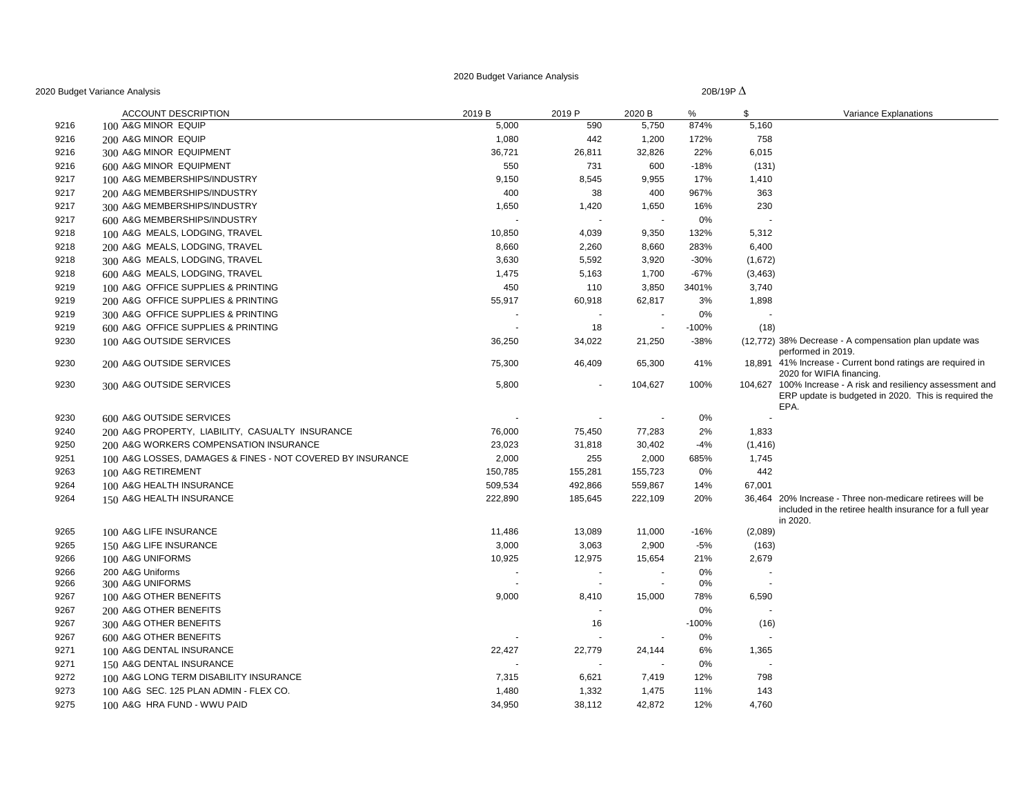2020 Budget Variance Analysis

2020 Budget Variance Analysis

| | | ACCOUNT DESCRIPTION | 2019 B | 2019 P | 2020 B | % | $ | Variance Explanations |
|---|---|---|---|---|---|---|---|---|
| | | | | | | 20B/19P Δ | | |
| 9216 | 100 | A&G MINOR EQUIP | 5,000 | 590 | 5,750 | 874% | 5,160 | |
| 9216 | 200 | A&G MINOR EQUIP | 1,080 | 442 | 1,200 | 172% | 758 | |
| 9216 | 300 | A&G MINOR EQUIPMENT | 36,721 | 26,811 | 32,826 | 22% | 6,015 | |
| 9216 | 600 | A&G MINOR EQUIPMENT | 550 | 731 | 600 | -18% | (131) | |
| 9217 | 100 | A&G MEMBERSHIPS/INDUSTRY | 9,150 | 8,545 | 9,955 | 17% | 1,410 | |
| 9217 | 200 | A&G MEMBERSHIPS/INDUSTRY | 400 | 38 | 400 | 967% | 363 | |
| 9217 | 300 | A&G MEMBERSHIPS/INDUSTRY | 1,650 | 1,420 | 1,650 | 16% | 230 | |
| 9217 | 600 | A&G MEMBERSHIPS/INDUSTRY | - | - | - | 0% | - | |
| 9218 | 100 | A&G MEALS, LODGING, TRAVEL | 10,850 | 4,039 | 9,350 | 132% | 5,312 | |
| 9218 | 200 | A&G MEALS, LODGING, TRAVEL | 8,660 | 2,260 | 8,660 | 283% | 6,400 | |
| 9218 | 300 | A&G MEALS, LODGING, TRAVEL | 3,630 | 5,592 | 3,920 | -30% | (1,672) | |
| 9218 | 600 | A&G MEALS, LODGING, TRAVEL | 1,475 | 5,163 | 1,700 | -67% | (3,463) | |
| 9219 | 100 | A&G OFFICE SUPPLIES & PRINTING | 450 | 110 | 3,850 | 3401% | 3,740 | |
| 9219 | 200 | A&G OFFICE SUPPLIES & PRINTING | 55,917 | 60,918 | 62,817 | 3% | 1,898 | |
| 9219 | 300 | A&G OFFICE SUPPLIES & PRINTING | - | - | - | 0% | - | |
| 9219 | 600 | A&G OFFICE SUPPLIES & PRINTING | - | 18 | - | -100% | (18) | |
| 9230 | 100 | A&G OUTSIDE SERVICES | 36,250 | 34,022 | 21,250 | -38% | (12,772) | 38% Decrease - A compensation plan update was performed in 2019. |
| 9230 | 200 | A&G OUTSIDE SERVICES | 75,300 | 46,409 | 65,300 | 41% | 18,891 | 41% Increase - Current bond ratings are required in 2020 for WIFIA financing. |
| 9230 | 300 | A&G OUTSIDE SERVICES | 5,800 | - | 104,627 | 100% | 104,627 | 100% Increase - A risk and resiliency assessment and ERP update is budgeted in 2020. This is required the EPA. |
| 9230 | 600 | A&G OUTSIDE SERVICES | - | - | - | 0% | - | |
| 9240 | 200 | A&G PROPERTY, LIABILITY, CASUALTY INSURANCE | 76,000 | 75,450 | 77,283 | 2% | 1,833 | |
| 9250 | 200 | A&G WORKERS COMPENSATION INSURANCE | 23,023 | 31,818 | 30,402 | -4% | (1,416) | |
| 9251 | 100 | A&G LOSSES, DAMAGES & FINES - NOT COVERED BY INSURANCE | 2,000 | 255 | 2,000 | 685% | 1,745 | |
| 9263 | 100 | A&G RETIREMENT | 150,785 | 155,281 | 155,723 | 0% | 442 | |
| 9264 | 100 | A&G HEALTH INSURANCE | 509,534 | 492,866 | 559,867 | 14% | 67,001 | |
| 9264 | 150 | A&G HEALTH INSURANCE | 222,890 | 185,645 | 222,109 | 20% | 36,464 | 20% Increase - Three non-medicare retirees will be included in the retiree health insurance for a full year in 2020. |
| 9265 | 100 | A&G LIFE INSURANCE | 11,486 | 13,089 | 11,000 | -16% | (2,089) | |
| 9265 | 150 | A&G LIFE INSURANCE | 3,000 | 3,063 | 2,900 | -5% | (163) | |
| 9266 | 100 | A&G UNIFORMS | 10,925 | 12,975 | 15,654 | 21% | 2,679 | |
| 9266 | 200 | A&G Uniforms | - | - | - | 0% | - | |
| 9266 | 300 | A&G UNIFORMS | - | - | - | 0% | - | |
| 9267 | 100 | A&G OTHER BENEFITS | 9,000 | 8,410 | 15,000 | 78% | 6,590 | |
| 9267 | 200 | A&G OTHER BENEFITS | | - | | 0% | - | |
| 9267 | 300 | A&G OTHER BENEFITS | | 16 | | -100% | (16) | |
| 9267 | 600 | A&G OTHER BENEFITS | - | - | - | 0% | - | |
| 9271 | 100 | A&G DENTAL INSURANCE | 22,427 | 22,779 | 24,144 | 6% | 1,365 | |
| 9271 | 150 | A&G DENTAL INSURANCE | - | - | - | 0% | - | |
| 9272 | 100 | A&G LONG TERM DISABILITY INSURANCE | 7,315 | 6,621 | 7,419 | 12% | 798 | |
| 9273 | 100 | A&G SEC. 125 PLAN ADMIN - FLEX CO. | 1,480 | 1,332 | 1,475 | 11% | 143 | |
| 9275 | 100 | A&G HRA FUND - WWU PAID | 34,950 | 38,112 | 42,872 | 12% | 4,760 | |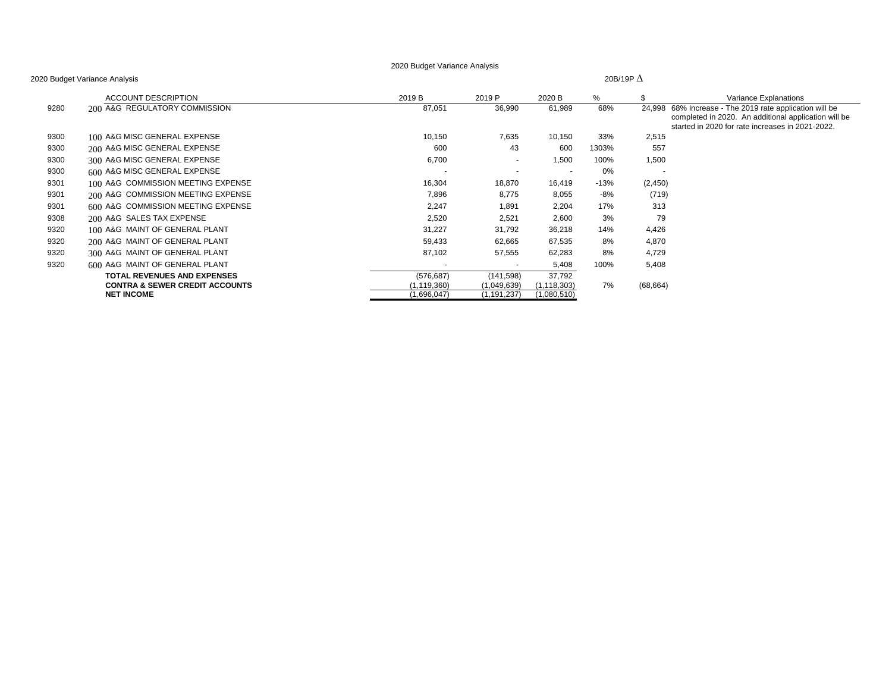2020 Budget Variance Analysis

2020 Budget Variance Analysis

| | | ACCOUNT DESCRIPTION | 2019 B | 2019 P | 2020 B | % | $ | Variance Explanations |
|---|---|---|---|---|---|---|---|---|
| | | | | | | 20B/19P Δ | | |
| 9280 | 200 | A&G REGULATORY COMMISSION | 87,051 | 36,990 | 61,989 | 68% | 24,998 | 68% Increase - The 2019 rate application will be completed in 2020. An additional application will be started in 2020 for rate increases in 2021-2022. |
| 9300 | 100 | A&G MISC GENERAL EXPENSE | 10,150 | 7,635 | 10,150 | 33% | 2,515 | |
| 9300 | 200 | A&G MISC GENERAL EXPENSE | 600 | 43 | 600 | 1303% | 557 | |
| 9300 | 300 | A&G MISC GENERAL EXPENSE | 6,700 | - | 1,500 | 100% | 1,500 | |
| 9300 | 600 | A&G MISC GENERAL EXPENSE | - | - | - | 0% | - | |
| 9301 | 100 | A&G COMMISSION MEETING EXPENSE | 16,304 | 18,870 | 16,419 | -13% | (2,450) | |
| 9301 | 200 | A&G COMMISSION MEETING EXPENSE | 7,896 | 8,775 | 8,055 | -8% | (719) | |
| 9301 | 600 | A&G COMMISSION MEETING EXPENSE | 2,247 | 1,891 | 2,204 | 17% | 313 | |
| 9308 | 200 | A&G SALES TAX EXPENSE | 2,520 | 2,521 | 2,600 | 3% | 79 | |
| 9320 | 100 | A&G MAINT OF GENERAL PLANT | 31,227 | 31,792 | 36,218 | 14% | 4,426 | |
| 9320 | 200 | A&G MAINT OF GENERAL PLANT | 59,433 | 62,665 | 67,535 | 8% | 4,870 | |
| 9320 | 300 | A&G MAINT OF GENERAL PLANT | 87,102 | 57,555 | 62,283 | 8% | 4,729 | |
| 9320 | 600 | A&G MAINT OF GENERAL PLANT | - | - | 5,408 | 100% | 5,408 | |
| | | **TOTAL REVENUES AND EXPENSES** | (576,687) | (141,598) | 37,792 | | | |
| | | **CONTRA & SEWER CREDIT ACCOUNTS** | (1,119,360) | (1,049,639) | (1,118,303) | 7% | (68,664) | |
| | | **NET INCOME** | (1,696,047) | (1,191,237) | (1,080,510) | | | |